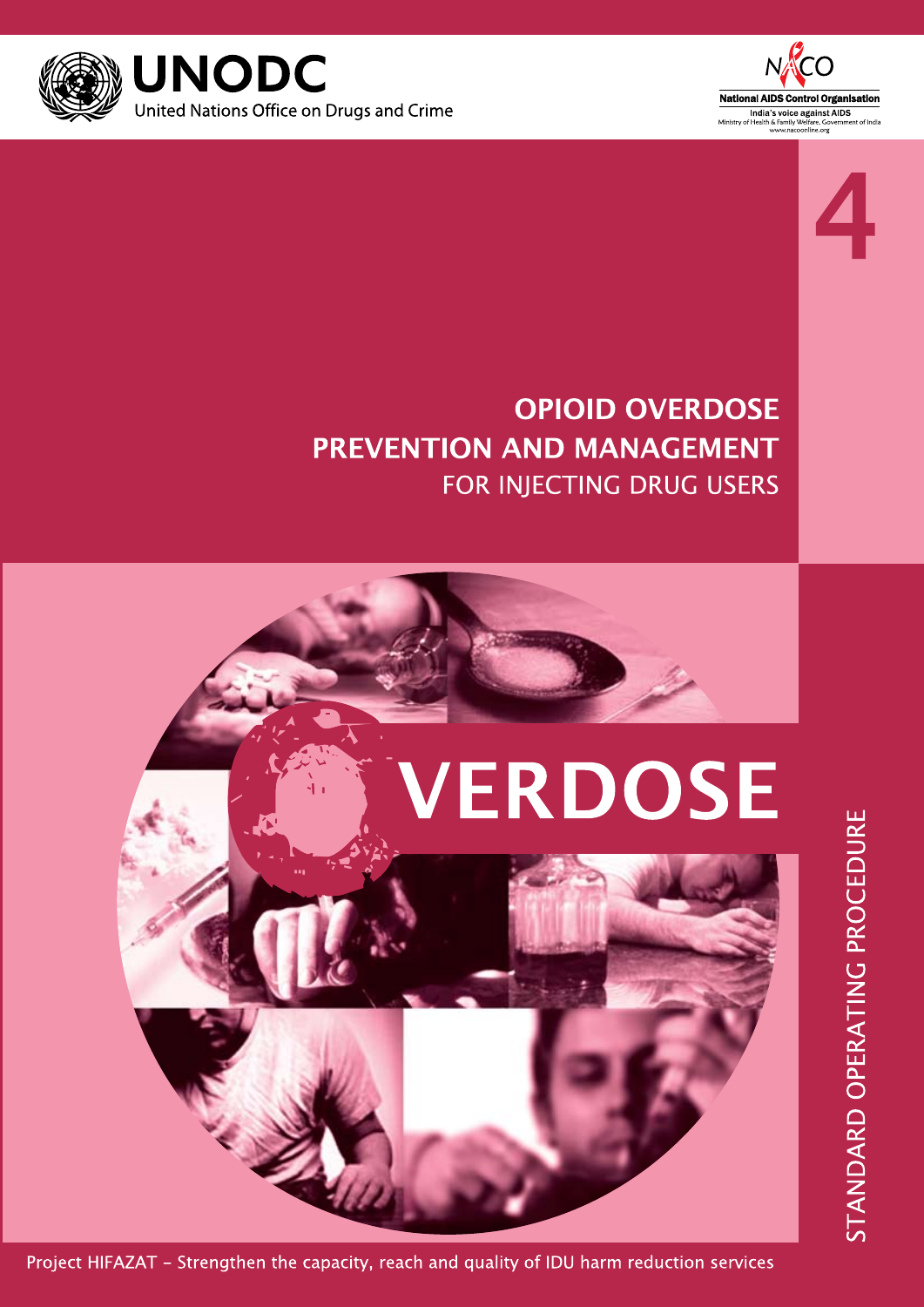UNODC

United Nations Office on Drugs and Crime

NACO

National AIDS Control Organisation

India's voice against AIDS

Ministry of Health & Family Welfare, Government of India

www.nacoonline.org

4

# OPIOID OVERDOSE PREVENTION AND MANAGEMENT

## FOR INJECTING DRUG USERS

OVERDOSE

STANDARD OPERATING PROCEDURE

Project HIFAZAT - Strengthen the capacity, reach and quality of IDU harm reduction services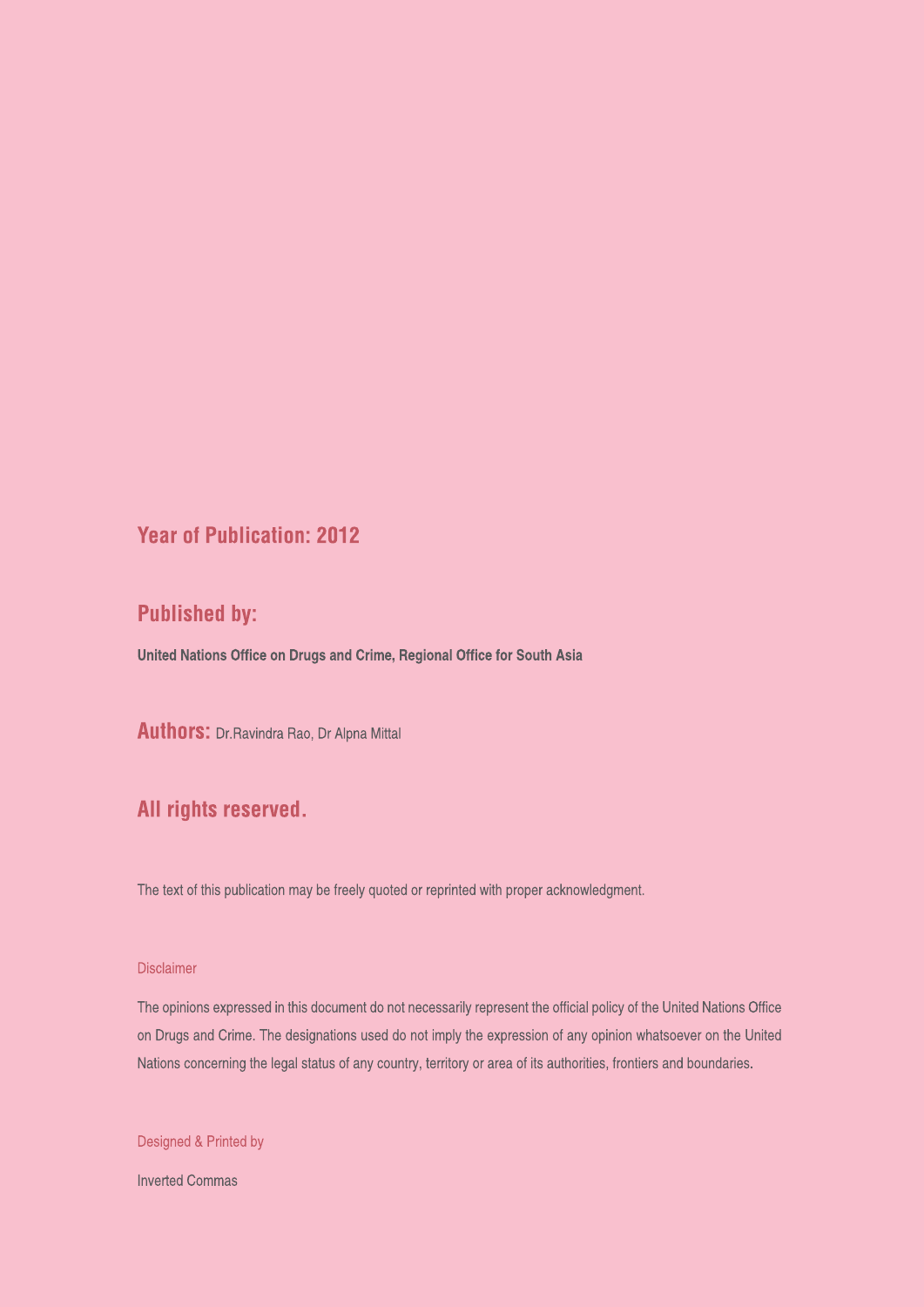**Year of Publication: 2012**

**Published by:**

**United Nations Office on Drugs and Crime, Regional Office for South Asia**

**Authors:** Dr.Ravindra Rao, Dr Alpna Mittal

**All rights reserved.**

The text of this publication may be freely quoted or reprinted with proper acknowledgment.

Disclaimer

The opinions expressed in this document do not necessarily represent the official policy of the United Nations Office on Drugs and Crime. The designations used do not imply the expression of any opinion whatsoever on the United Nations concerning the legal status of any country, territory or area of its authorities, frontiers and boundaries.

Designed & Printed by

Inverted Commas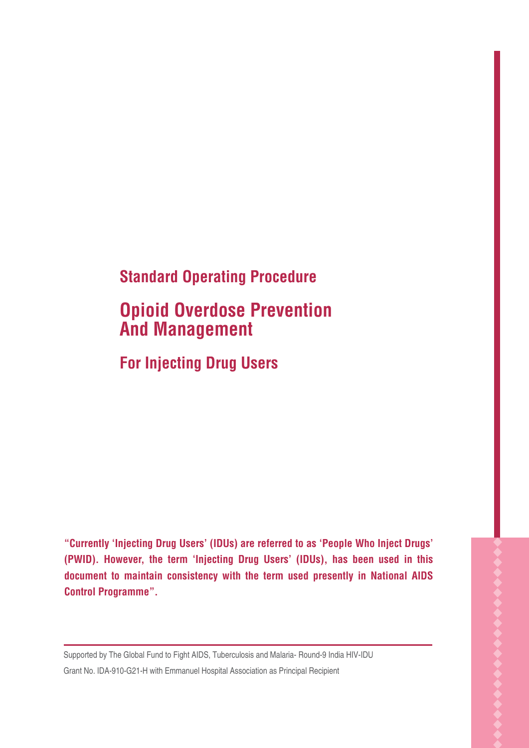## Standard Operating Procedure

# Opioid Overdose Prevention And Management

## For Injecting Drug Users

**"Currently 'Injecting Drug Users' (IDUs) are referred to as 'People Who Inject Drugs' (PWID). However, the term 'Injecting Drug Users' (IDUs), has been used in this document to maintain consistency with the term used presently in National AIDS Control Programme".**

---

Supported by The Global Fund to Fight AIDS, Tuberculosis and Malaria- Round-9 India HIV-IDU

Grant No. IDA-910-G21-H with Emmanuel Hospital Association as Principal Recipient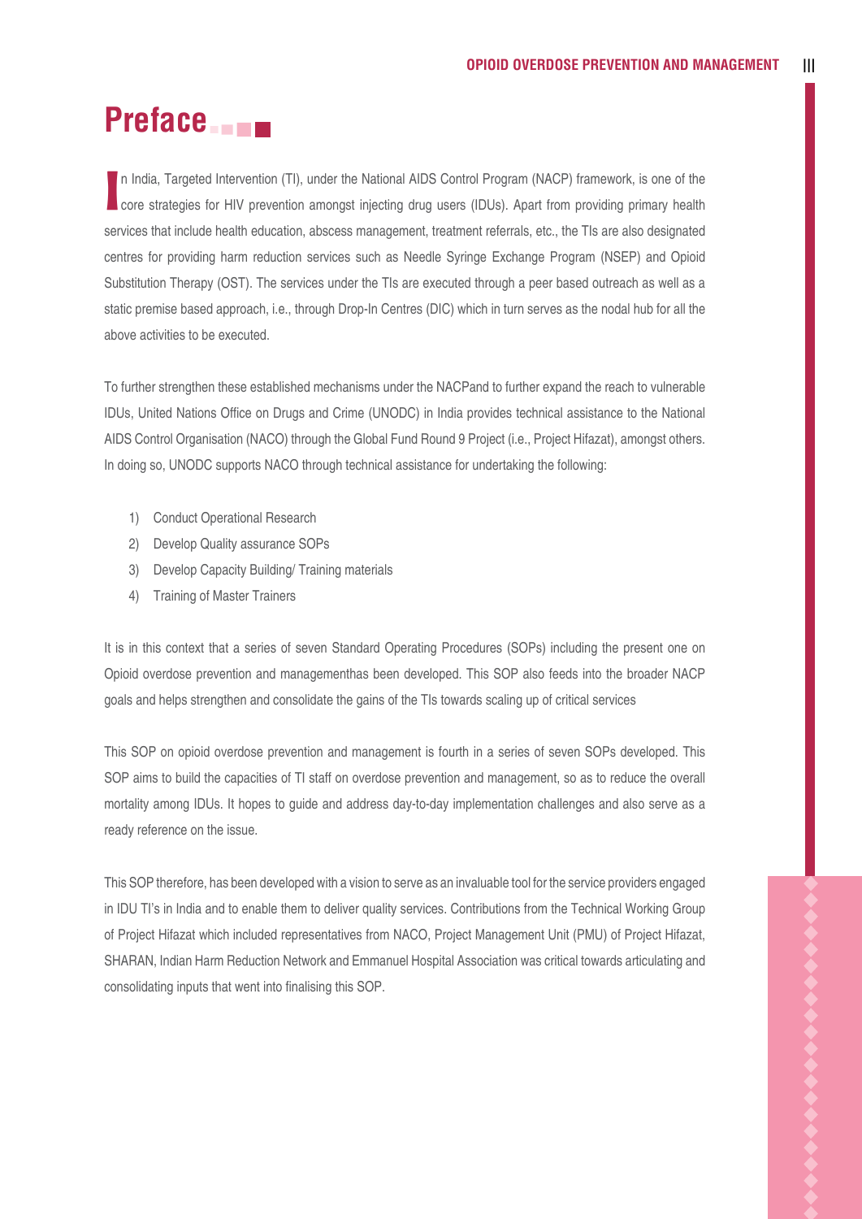# Preface

In India, Targeted Intervention (TI), under the National AIDS Control Program (NACP) framework, is one of the core strategies for HIV prevention amongst injecting drug users (IDUs). Apart from providing primary health services that include health education, abscess management, treatment referrals, etc., the TIs are also designated centres for providing harm reduction services such as Needle Syringe Exchange Program (NSEP) and Opioid Substitution Therapy (OST). The services under the TIs are executed through a peer based outreach as well as a static premise based approach, i.e., through Drop-In Centres (DIC) which in turn serves as the nodal hub for all the above activities to be executed.

To further strengthen these established mechanisms under the NACPand to further expand the reach to vulnerable IDUs, United Nations Office on Drugs and Crime (UNODC) in India provides technical assistance to the National AIDS Control Organisation (NACO) through the Global Fund Round 9 Project (i.e., Project Hifazat), amongst others. In doing so, UNODC supports NACO through technical assistance for undertaking the following:

1) Conduct Operational Research
2) Develop Quality assurance SOPs
3) Develop Capacity Building/ Training materials
4) Training of Master Trainers

It is in this context that a series of seven Standard Operating Procedures (SOPs) including the present one on Opioid overdose prevention and managementhas been developed. This SOP also feeds into the broader NACP goals and helps strengthen and consolidate the gains of the TIs towards scaling up of critical services

This SOP on opioid overdose prevention and management is fourth in a series of seven SOPs developed. This SOP aims to build the capacities of TI staff on overdose prevention and management, so as to reduce the overall mortality among IDUs. It hopes to guide and address day-to-day implementation challenges and also serve as a ready reference on the issue.

This SOP therefore, has been developed with a vision to serve as an invaluable tool for the service providers engaged in IDU TI's in India and to enable them to deliver quality services. Contributions from the Technical Working Group of Project Hifazat which included representatives from NACO, Project Management Unit (PMU) of Project Hifazat, SHARAN, Indian Harm Reduction Network and Emmanuel Hospital Association was critical towards articulating and consolidating inputs that went into finalising this SOP.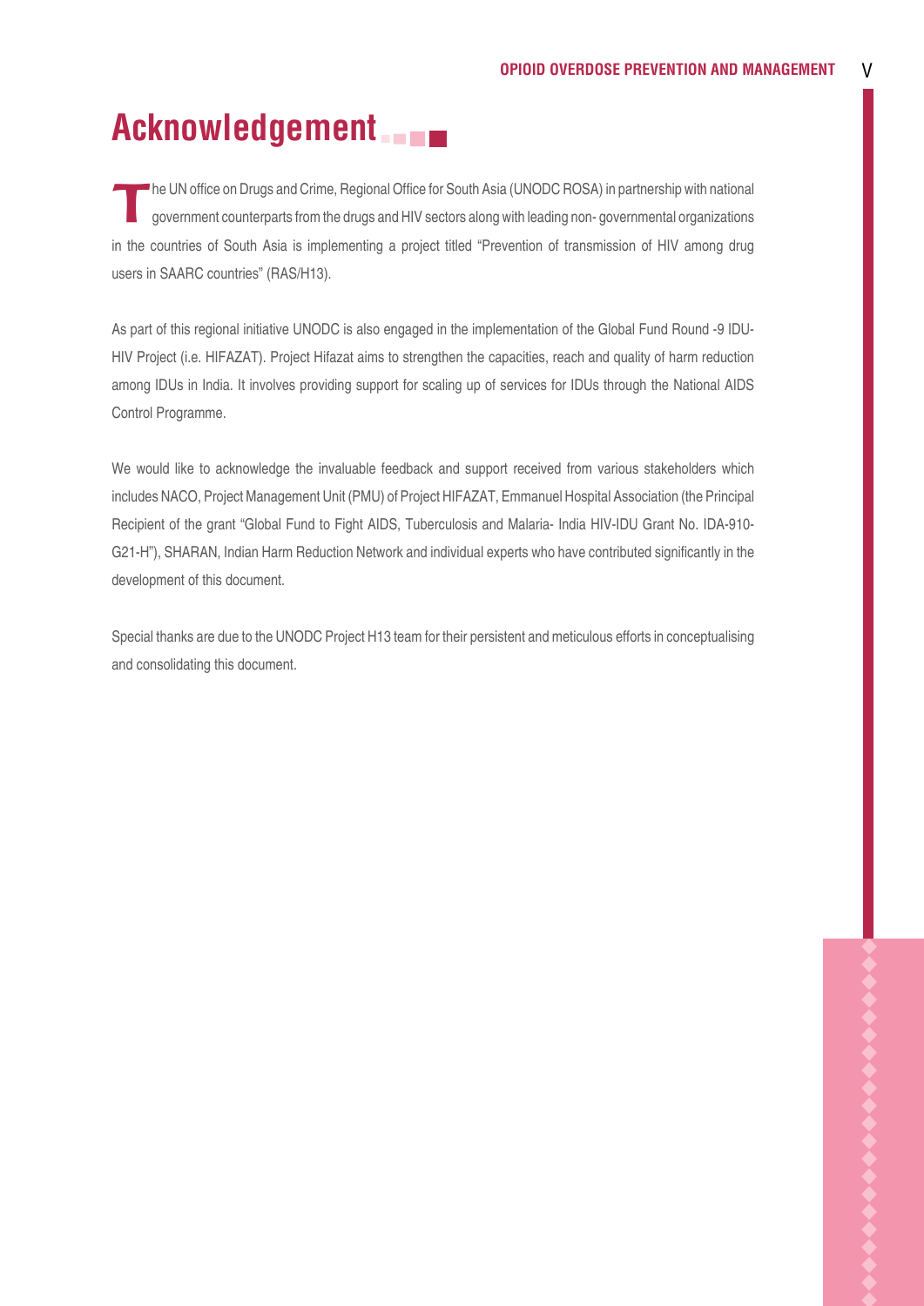# Acknowledgement

The UN office on Drugs and Crime, Regional Office for South Asia (UNODC ROSA) in partnership with national government counterparts from the drugs and HIV sectors along with leading non- governmental organizations in the countries of South Asia is implementing a project titled "Prevention of transmission of HIV among drug users in SAARC countries" (RAS/H13).

As part of this regional initiative UNODC is also engaged in the implementation of the Global Fund Round -9 IDU-HIV Project (i.e. HIFAZAT). Project Hifazat aims to strengthen the capacities, reach and quality of harm reduction among IDUs in India. It involves providing support for scaling up of services for IDUs through the National AIDS Control Programme.

We would like to acknowledge the invaluable feedback and support received from various stakeholders which includes NACO, Project Management Unit (PMU) of Project HIFAZAT, Emmanuel Hospital Association (the Principal Recipient of the grant "Global Fund to Fight AIDS, Tuberculosis and Malaria- India HIV-IDU Grant No. IDA-910-G21-H"), SHARAN, Indian Harm Reduction Network and individual experts who have contributed significantly in the development of this document.

Special thanks are due to the UNODC Project H13 team for their persistent and meticulous efforts in conceptualising and consolidating this document.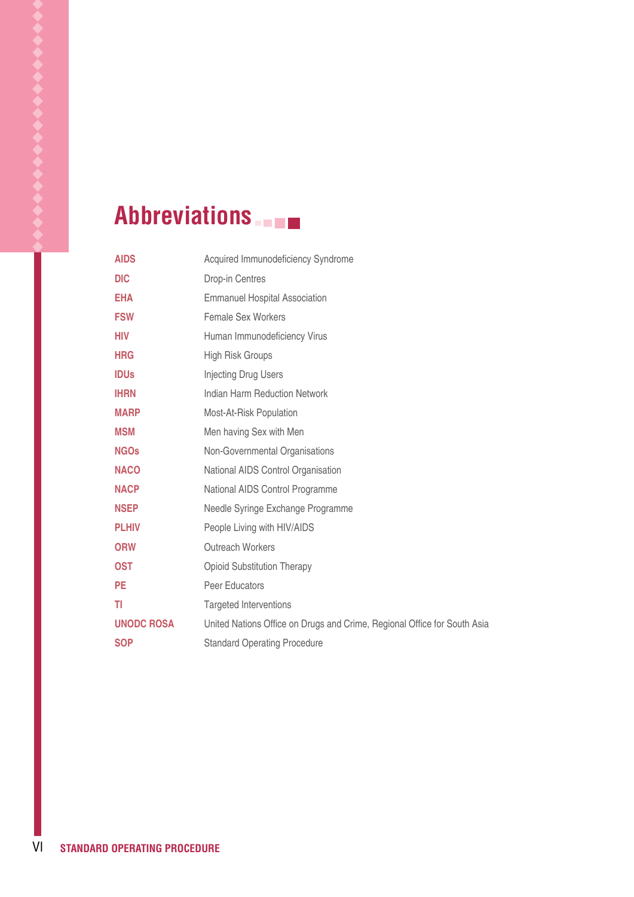# Abbreviations

| | |
|---|---|
| **AIDS** | Acquired Immunodeficiency Syndrome |
| **DIC** | Drop-in Centres |
| **EHA** | Emmanuel Hospital Association |
| **FSW** | Female Sex Workers |
| **HIV** | Human Immunodeficiency Virus |
| **HRG** | High Risk Groups |
| **IDUs** | Injecting Drug Users |
| **IHRN** | Indian Harm Reduction Network |
| **MARP** | Most-At-Risk Population |
| **MSM** | Men having Sex with Men |
| **NGOs** | Non-Governmental Organisations |
| **NACO** | National AIDS Control Organisation |
| **NACP** | National AIDS Control Programme |
| **NSEP** | Needle Syringe Exchange Programme |
| **PLHIV** | People Living with HIV/AIDS |
| **ORW** | Outreach Workers |
| **OST** | Opioid Substitution Therapy |
| **PE** | Peer Educators |
| **TI** | Targeted Interventions |
| **UNODC ROSA** | United Nations Office on Drugs and Crime, Regional Office for South Asia |
| **SOP** | Standard Operating Procedure |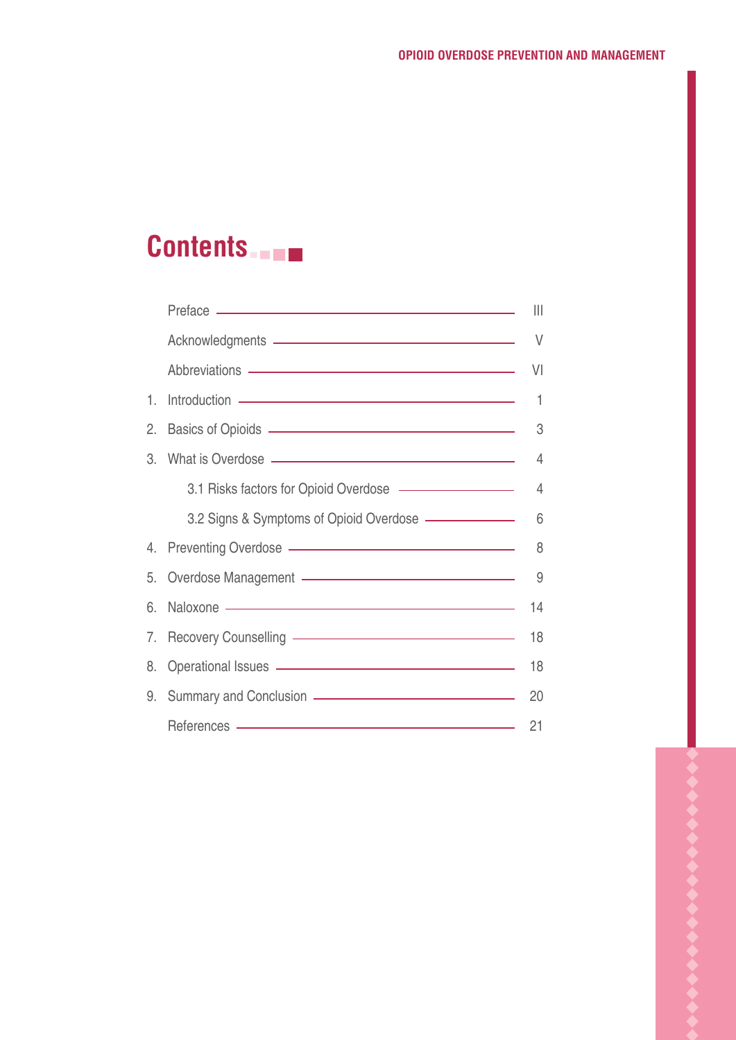# Contents

| | | |
|---|---|---|
| | Preface | III |
| | Acknowledgments | V |
| | Abbreviations | VI |
| 1. | Introduction | 1 |
| 2. | Basics of Opioids | 3 |
| 3. | What is Overdose | 4 |
| | 3.1 Risks factors for Opioid Overdose | 4 |
| | 3.2 Signs & Symptoms of Opioid Overdose | 6 |
| 4. | Preventing Overdose | 8 |
| 5. | Overdose Management | 9 |
| 6. | Naloxone | 14 |
| 7. | Recovery Counselling | 18 |
| 8. | Operational Issues | 18 |
| 9. | Summary and Conclusion | 20 |
| | References | 21 |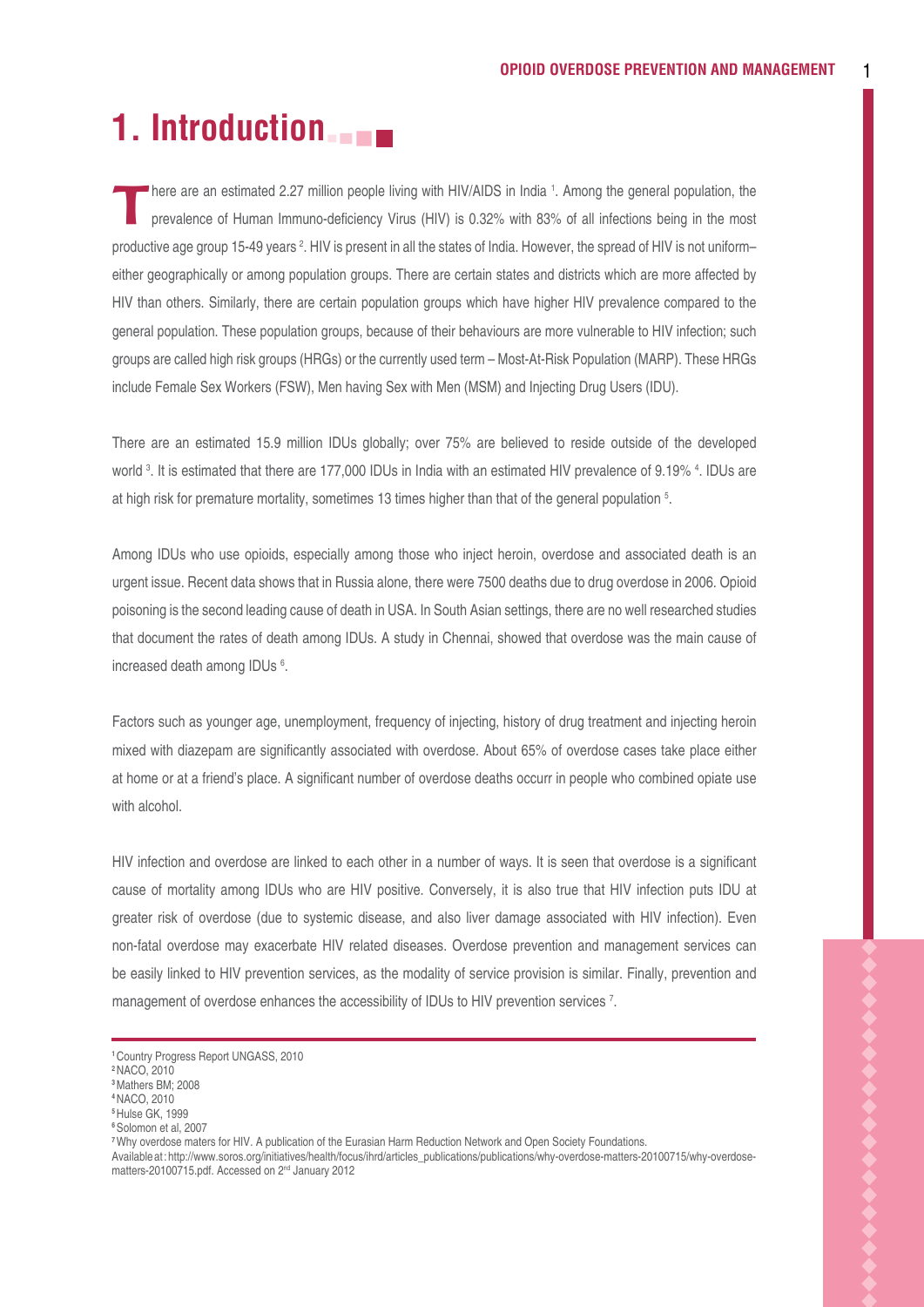# 1. Introduction

There are an estimated 2.27 million people living with HIV/AIDS in India [1]. Among the general population, the prevalence of Human Immuno-deficiency Virus (HIV) is 0.32% with 83% of all infections being in the most productive age group 15-49 years [2]. HIV is present in all the states of India. However, the spread of HIV is not uniform– either geographically or among population groups. There are certain states and districts which are more affected by HIV than others. Similarly, there are certain population groups which have higher HIV prevalence compared to the general population. These population groups, because of their behaviours are more vulnerable to HIV infection; such groups are called high risk groups (HRGs) or the currently used term – Most-At-Risk Population (MARP). These HRGs include Female Sex Workers (FSW), Men having Sex with Men (MSM) and Injecting Drug Users (IDU).

There are an estimated 15.9 million IDUs globally; over 75% are believed to reside outside of the developed world [3]. It is estimated that there are 177,000 IDUs in India with an estimated HIV prevalence of 9.19% [4]. IDUs are at high risk for premature mortality, sometimes 13 times higher than that of the general population [5].

Among IDUs who use opioids, especially among those who inject heroin, overdose and associated death is an urgent issue. Recent data shows that in Russia alone, there were 7500 deaths due to drug overdose in 2006. Opioid poisoning is the second leading cause of death in USA. In South Asian settings, there are no well researched studies that document the rates of death among IDUs. A study in Chennai, showed that overdose was the main cause of increased death among IDUs [6].

Factors such as younger age, unemployment, frequency of injecting, history of drug treatment and injecting heroin mixed with diazepam are significantly associated with overdose. About 65% of overdose cases take place either at home or at a friend's place. A significant number of overdose deaths occurr in people who combined opiate use with alcohol.

HIV infection and overdose are linked to each other in a number of ways. It is seen that overdose is a significant cause of mortality among IDUs who are HIV positive. Conversely, it is also true that HIV infection puts IDU at greater risk of overdose (due to systemic disease, and also liver damage associated with HIV infection). Even non-fatal overdose may exacerbate HIV related diseases. Overdose prevention and management services can be easily linked to HIV prevention services, as the modality of service provision is similar. Finally, prevention and management of overdose enhances the accessibility of IDUs to HIV prevention services [7].

---

[1] Country Progress Report UNGASS, 2010
[2] NACO, 2010
[3] Mathers BM; 2008
[4] NACO, 2010
[5] Hulse GK, 1999
[6] Solomon et al, 2007
[7] Why overdose maters for HIV. A publication of the Eurasian Harm Reduction Network and Open Society Foundations. Available at: http://www.soros.org/initiatives/health/focus/ihrd/articles_publications/publications/why-overdose-matters-20100715/why-overdose-matters-20100715.pdf. Accessed on 2nd January 2012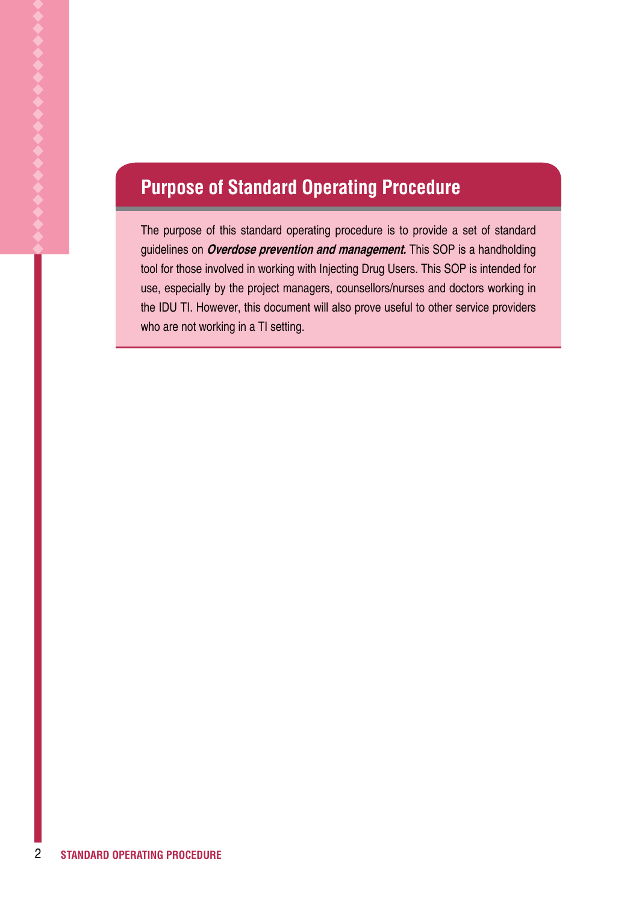## Purpose of Standard Operating Procedure

The purpose of this standard operating procedure is to provide a set of standard guidelines on ***Overdose prevention and management.*** This SOP is a handholding tool for those involved in working with Injecting Drug Users. This SOP is intended for use, especially by the project managers, counsellors/nurses and doctors working in the IDU TI. However, this document will also prove useful to other service providers who are not working in a TI setting.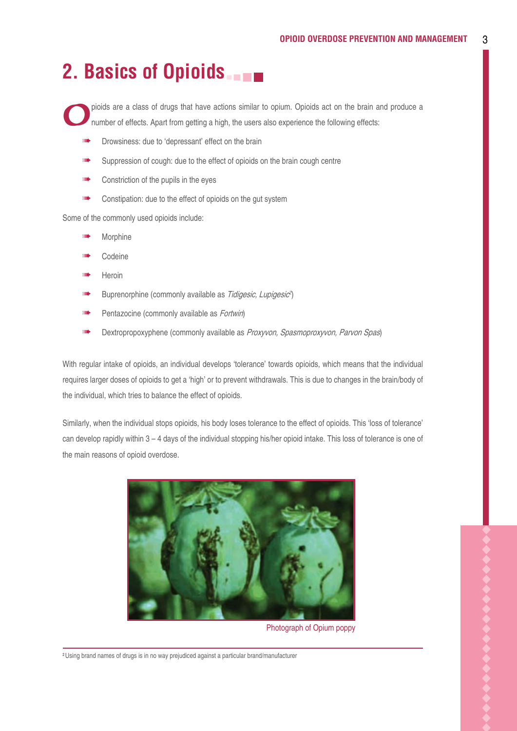## 2. Basics of Opioids

Opioids are a class of drugs that have actions similar to opium. Opioids act on the brain and produce a number of effects. Apart from getting a high, the users also experience the following effects:

- Drowsiness: due to 'depressant' effect on the brain
- Suppression of cough: due to the effect of opioids on the brain cough centre
- Constriction of the pupils in the eyes
- Constipation: due to the effect of opioids on the gut system

Some of the commonly used opioids include:

- Morphine
- Codeine
- Heroin
- Buprenorphine (commonly available as *Tidigesic, Lupigesic*[2])
- Pentazocine (commonly available as *Fortwin*)
- Dextropropoxyphene (commonly available as *Proxyvon, Spasmoproxyvon, Parvon Spas*)

With regular intake of opioids, an individual develops 'tolerance' towards opioids, which means that the individual requires larger doses of opioids to get a 'high' or to prevent withdrawals. This is due to changes in the brain/body of the individual, which tries to balance the effect of opioids.

Similarly, when the individual stops opioids, his body loses tolerance to the effect of opioids. This 'loss of tolerance' can develop rapidly within 3 – 4 days of the individual stopping his/her opioid intake. This loss of tolerance is one of the main reasons of opioid overdose.

Photograph of Opium poppy

[2] Using brand names of drugs is in no way prejudiced against a particular brand/manufacturer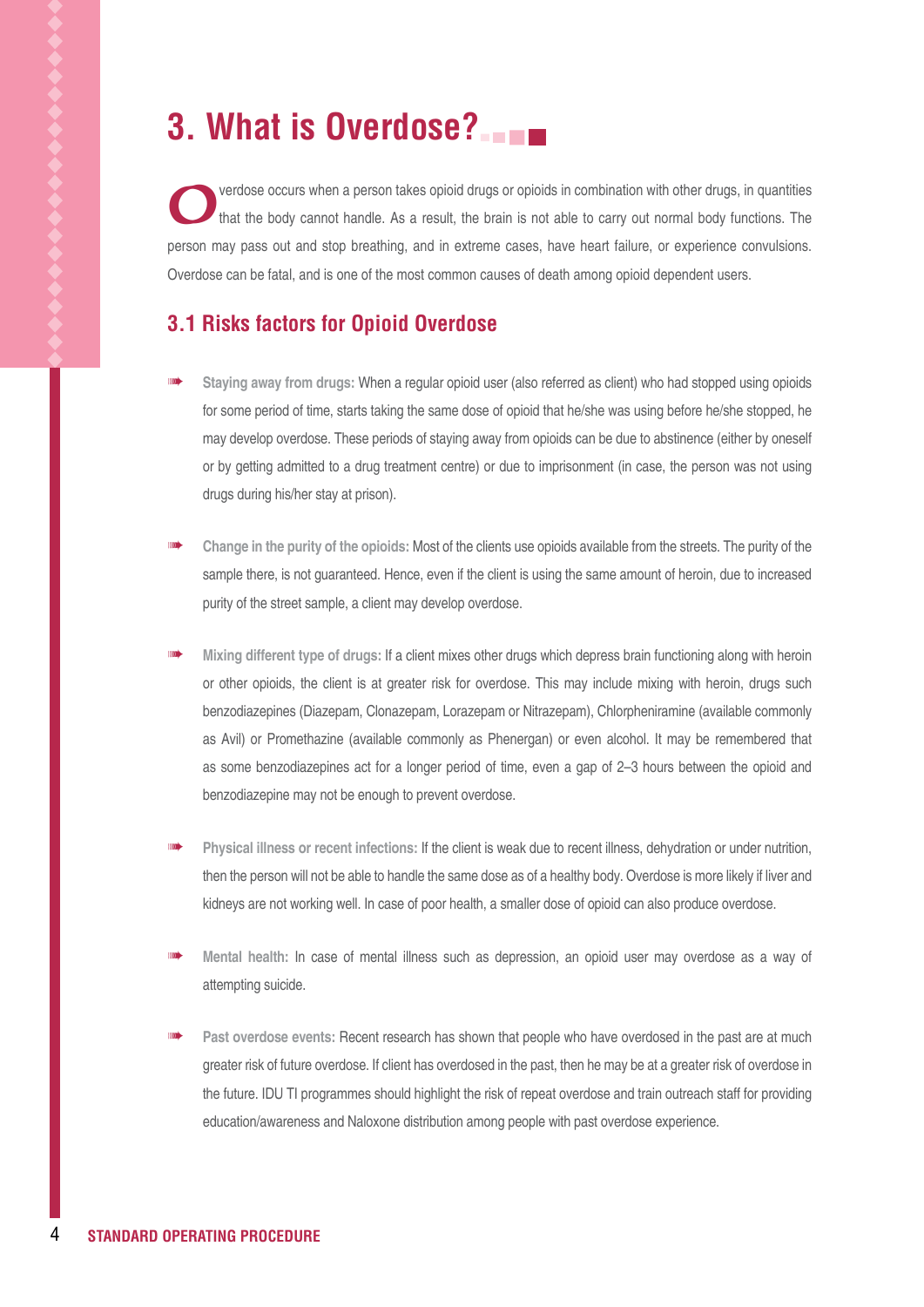# 3. What is Overdose?

Overdose occurs when a person takes opioid drugs or opioids in combination with other drugs, in quantities that the body cannot handle. As a result, the brain is not able to carry out normal body functions. The person may pass out and stop breathing, and in extreme cases, have heart failure, or experience convulsions. Overdose can be fatal, and is one of the most common causes of death among opioid dependent users.

## 3.1 Risks factors for Opioid Overdose

- **Staying away from drugs:** When a regular opioid user (also referred as client) who had stopped using opioids for some period of time, starts taking the same dose of opioid that he/she was using before he/she stopped, he may develop overdose. These periods of staying away from opioids can be due to abstinence (either by oneself or by getting admitted to a drug treatment centre) or due to imprisonment (in case, the person was not using drugs during his/her stay at prison).

- **Change in the purity of the opioids:** Most of the clients use opioids available from the streets. The purity of the sample there, is not guaranteed. Hence, even if the client is using the same amount of heroin, due to increased purity of the street sample, a client may develop overdose.

- **Mixing different type of drugs:** If a client mixes other drugs which depress brain functioning along with heroin or other opioids, the client is at greater risk for overdose. This may include mixing with heroin, drugs such benzodiazepines (Diazepam, Clonazepam, Lorazepam or Nitrazepam), Chlorpheniramine (available commonly as Avil) or Promethazine (available commonly as Phenergan) or even alcohol. It may be remembered that as some benzodiazepines act for a longer period of time, even a gap of 2–3 hours between the opioid and benzodiazepine may not be enough to prevent overdose.

- **Physical illness or recent infections:** If the client is weak due to recent illness, dehydration or under nutrition, then the person will not be able to handle the same dose as of a healthy body. Overdose is more likely if liver and kidneys are not working well. In case of poor health, a smaller dose of opioid can also produce overdose.

- **Mental health:** In case of mental illness such as depression, an opioid user may overdose as a way of attempting suicide.

- **Past overdose events:** Recent research has shown that people who have overdosed in the past are at much greater risk of future overdose. If client has overdosed in the past, then he may be at a greater risk of overdose in the future. IDU TI programmes should highlight the risk of repeat overdose and train outreach staff for providing education/awareness and Naloxone distribution among people with past overdose experience.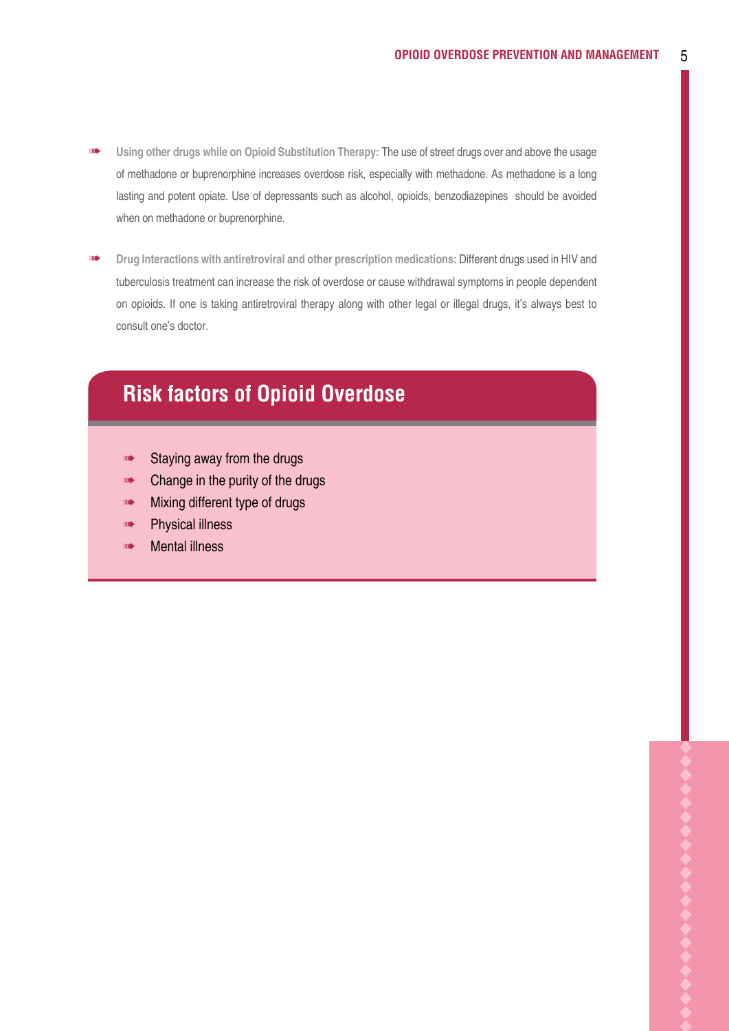- **Using other drugs while on Opioid Substitution Therapy:** The use of street drugs over and above the usage of methadone or buprenorphine increases overdose risk, especially with methadone. As methadone is a long lasting and potent opiate. Use of depressants such as alcohol, opioids, benzodiazepines should be avoided when on methadone or buprenorphine.

- **Drug Interactions with antiretroviral and other prescription medications:** Different drugs used in HIV and tuberculosis treatment can increase the risk of overdose or cause withdrawal symptoms in people dependent on opioids. If one is taking antiretroviral therapy along with other legal or illegal drugs, it's always best to consult one's doctor.

## Risk factors of Opioid Overdose

- Staying away from the drugs
- Change in the purity of the drugs
- Mixing different type of drugs
- Physical illness
- Mental illness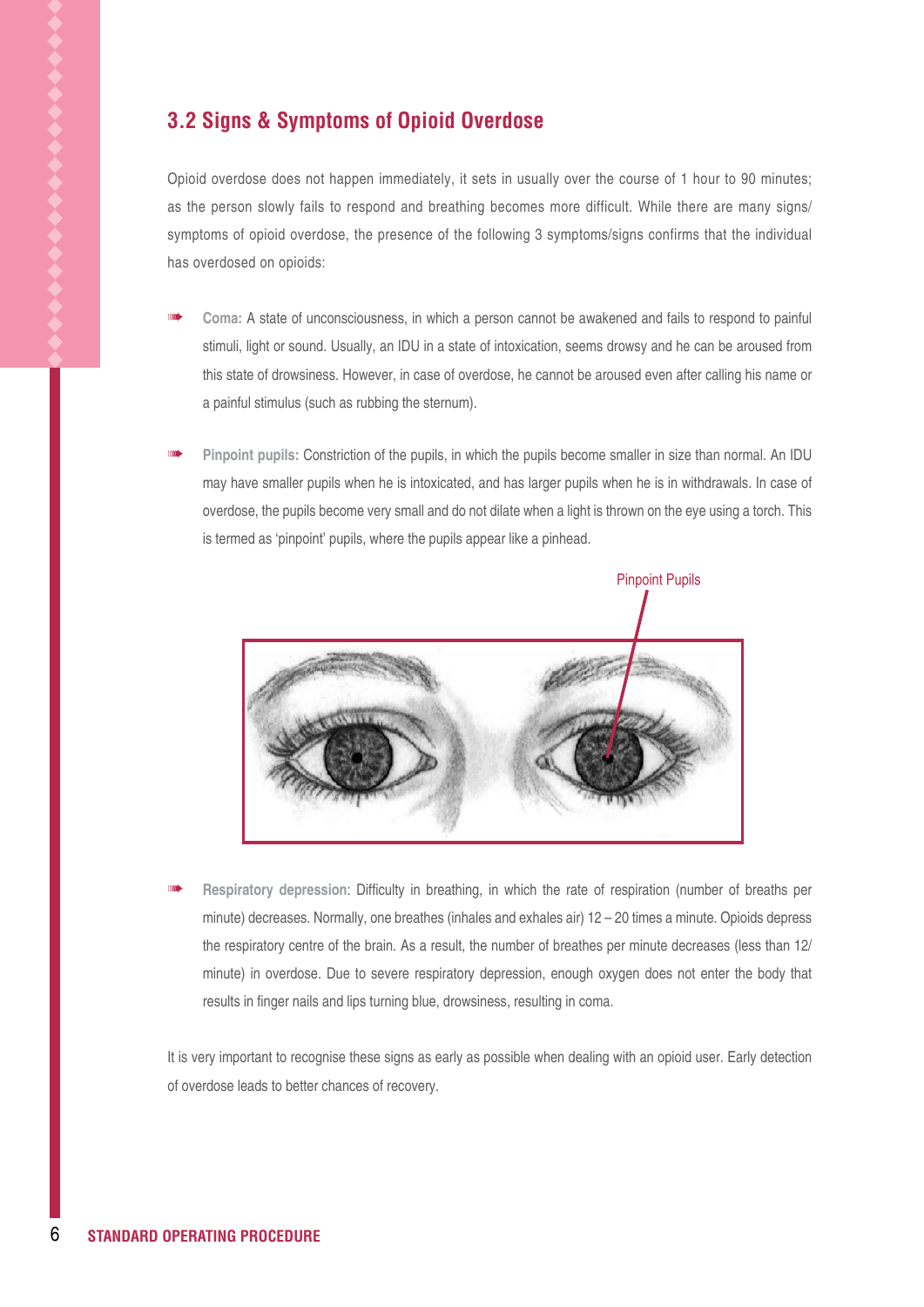## 3.2 Signs & Symptoms of Opioid Overdose

Opioid overdose does not happen immediately, it sets in usually over the course of 1 hour to 90 minutes; as the person slowly fails to respond and breathing becomes more difficult. While there are many signs/ symptoms of opioid overdose, the presence of the following 3 symptoms/signs confirms that the individual has overdosed on opioids:

- **Coma:** A state of unconsciousness, in which a person cannot be awakened and fails to respond to painful stimuli, light or sound. Usually, an IDU in a state of intoxication, seems drowsy and he can be aroused from this state of drowsiness. However, in case of overdose, he cannot be aroused even after calling his name or a painful stimulus (such as rubbing the sternum).

- **Pinpoint pupils:** Constriction of the pupils, in which the pupils become smaller in size than normal. An IDU may have smaller pupils when he is intoxicated, and has larger pupils when he is in withdrawals. In case of overdose, the pupils become very small and do not dilate when a light is thrown on the eye using a torch. This is termed as 'pinpoint' pupils, where the pupils appear like a pinhead.

Pinpoint Pupils

- **Respiratory depression**: Difficulty in breathing, in which the rate of respiration (number of breaths per minute) decreases. Normally, one breathes (inhales and exhales air) 12 – 20 times a minute. Opioids depress the respiratory centre of the brain. As a result, the number of breathes per minute decreases (less than 12/ minute) in overdose. Due to severe respiratory depression, enough oxygen does not enter the body that results in finger nails and lips turning blue, drowsiness, resulting in coma.

It is very important to recognise these signs as early as possible when dealing with an opioid user. Early detection of overdose leads to better chances of recovery.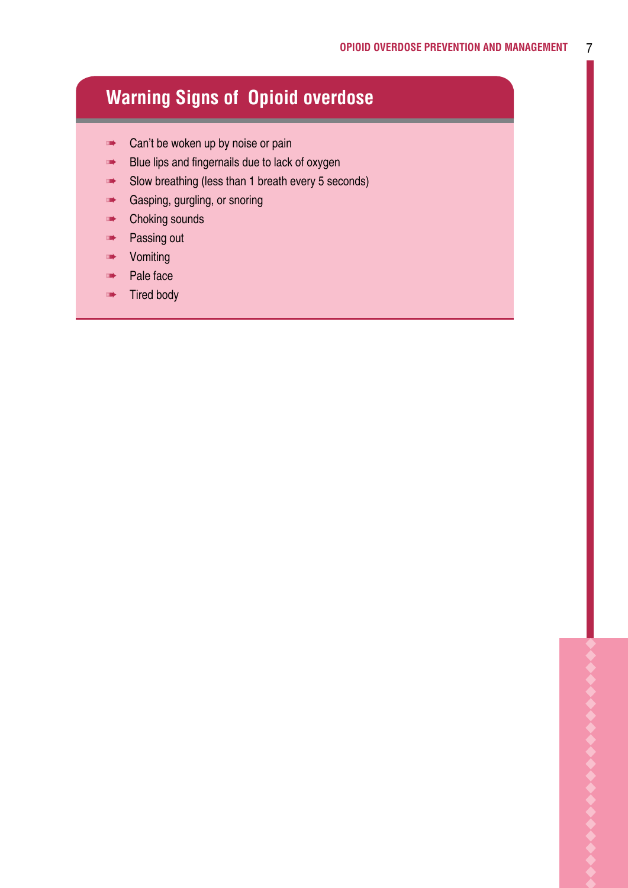## Warning Signs of Opioid overdose

- Can’t be woken up by noise or pain
- Blue lips and fingernails due to lack of oxygen
- Slow breathing (less than 1 breath every 5 seconds)
- Gasping, gurgling, or snoring
- Choking sounds
- Passing out
- Vomiting
- Pale face
- Tired body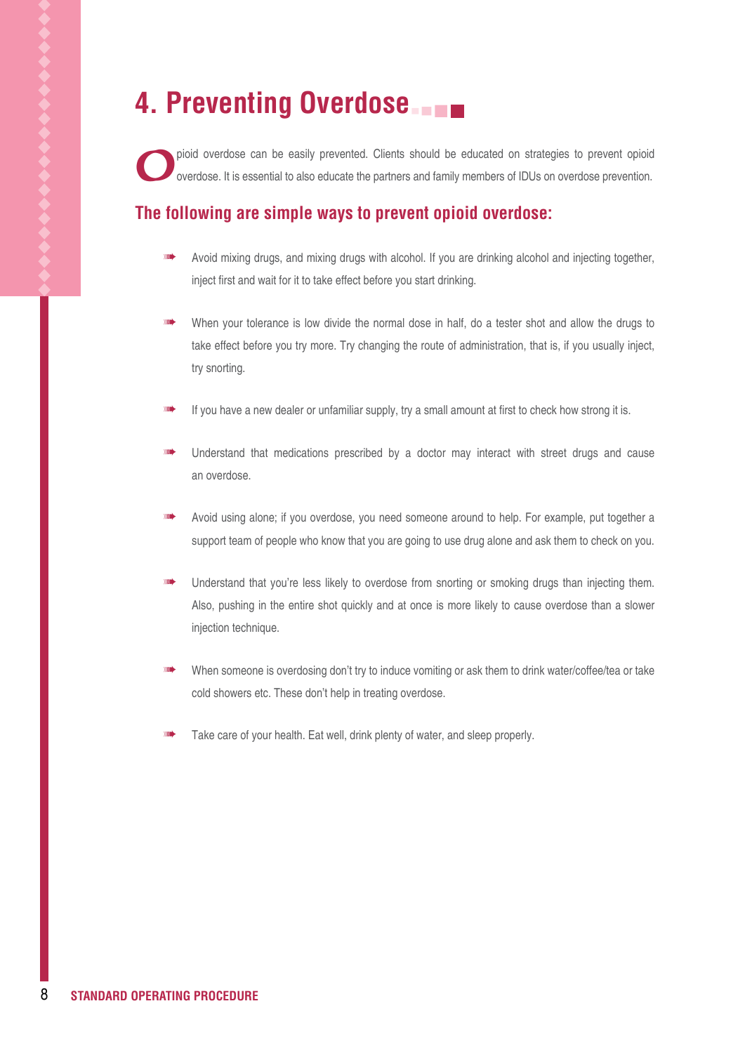# 4. Preventing Overdose

Opioid overdose can be easily prevented. Clients should be educated on strategies to prevent opioid overdose. It is essential to also educate the partners and family members of IDUs on overdose prevention.

## The following are simple ways to prevent opioid overdose:

- Avoid mixing drugs, and mixing drugs with alcohol. If you are drinking alcohol and injecting together, inject first and wait for it to take effect before you start drinking.
- When your tolerance is low divide the normal dose in half, do a tester shot and allow the drugs to take effect before you try more. Try changing the route of administration, that is, if you usually inject, try snorting.
- If you have a new dealer or unfamiliar supply, try a small amount at first to check how strong it is.
- Understand that medications prescribed by a doctor may interact with street drugs and cause an overdose.
- Avoid using alone; if you overdose, you need someone around to help. For example, put together a support team of people who know that you are going to use drug alone and ask them to check on you.
- Understand that you're less likely to overdose from snorting or smoking drugs than injecting them. Also, pushing in the entire shot quickly and at once is more likely to cause overdose than a slower injection technique.
- When someone is overdosing don't try to induce vomiting or ask them to drink water/coffee/tea or take cold showers etc. These don't help in treating overdose.
- Take care of your health. Eat well, drink plenty of water, and sleep properly.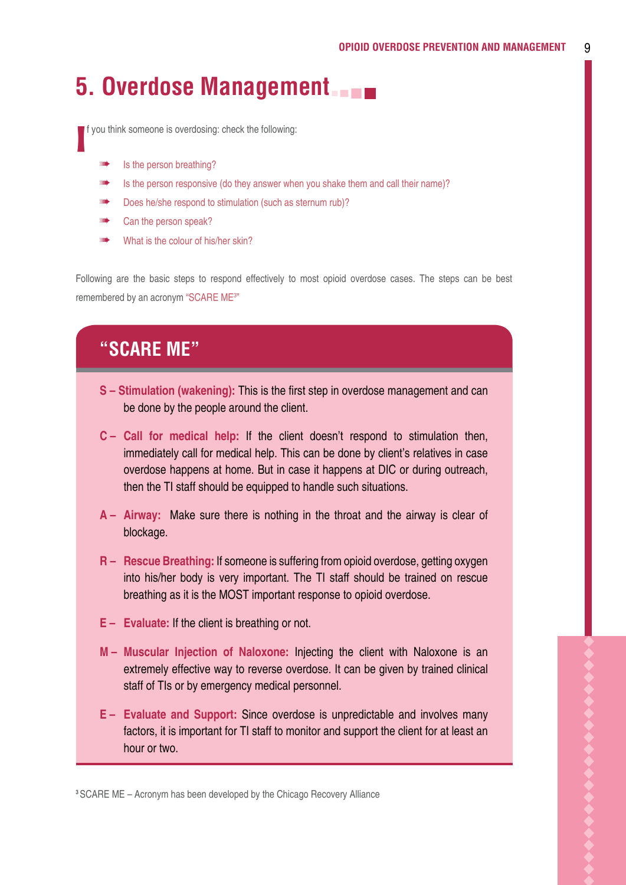# 5. Overdose Management

If you think someone is overdosing: check the following:

- Is the person breathing?
- Is the person responsive (do they answer when you shake them and call their name)?
- Does he/she respond to stimulation (such as sternum rub)?
- Can the person speak?
- What is the colour of his/her skin?

Following are the basic steps to respond effectively to most opioid overdose cases. The steps can be best remembered by an acronym "SCARE ME[3]"

## "SCARE ME"

- **S – Stimulation (wakening):** This is the first step in overdose management and can be done by the people around the client.
- **C – Call for medical help:** If the client doesn't respond to stimulation then, immediately call for medical help. This can be done by client's relatives in case overdose happens at home. But in case it happens at DIC or during outreach, then the TI staff should be equipped to handle such situations.
- **A – Airway:** Make sure there is nothing in the throat and the airway is clear of blockage.
- **R – Rescue Breathing:** If someone is suffering from opioid overdose, getting oxygen into his/her body is very important. The TI staff should be trained on rescue breathing as it is the MOST important response to opioid overdose.
- **E – Evaluate:** If the client is breathing or not.
- **M – Muscular Injection of Naloxone:** Injecting the client with Naloxone is an extremely effective way to reverse overdose. It can be given by trained clinical staff of TIs or by emergency medical personnel.
- **E – Evaluate and Support:** Since overdose is unpredictable and involves many factors, it is important for TI staff to monitor and support the client for at least an hour or two.

[3] SCARE ME – Acronym has been developed by the Chicago Recovery Alliance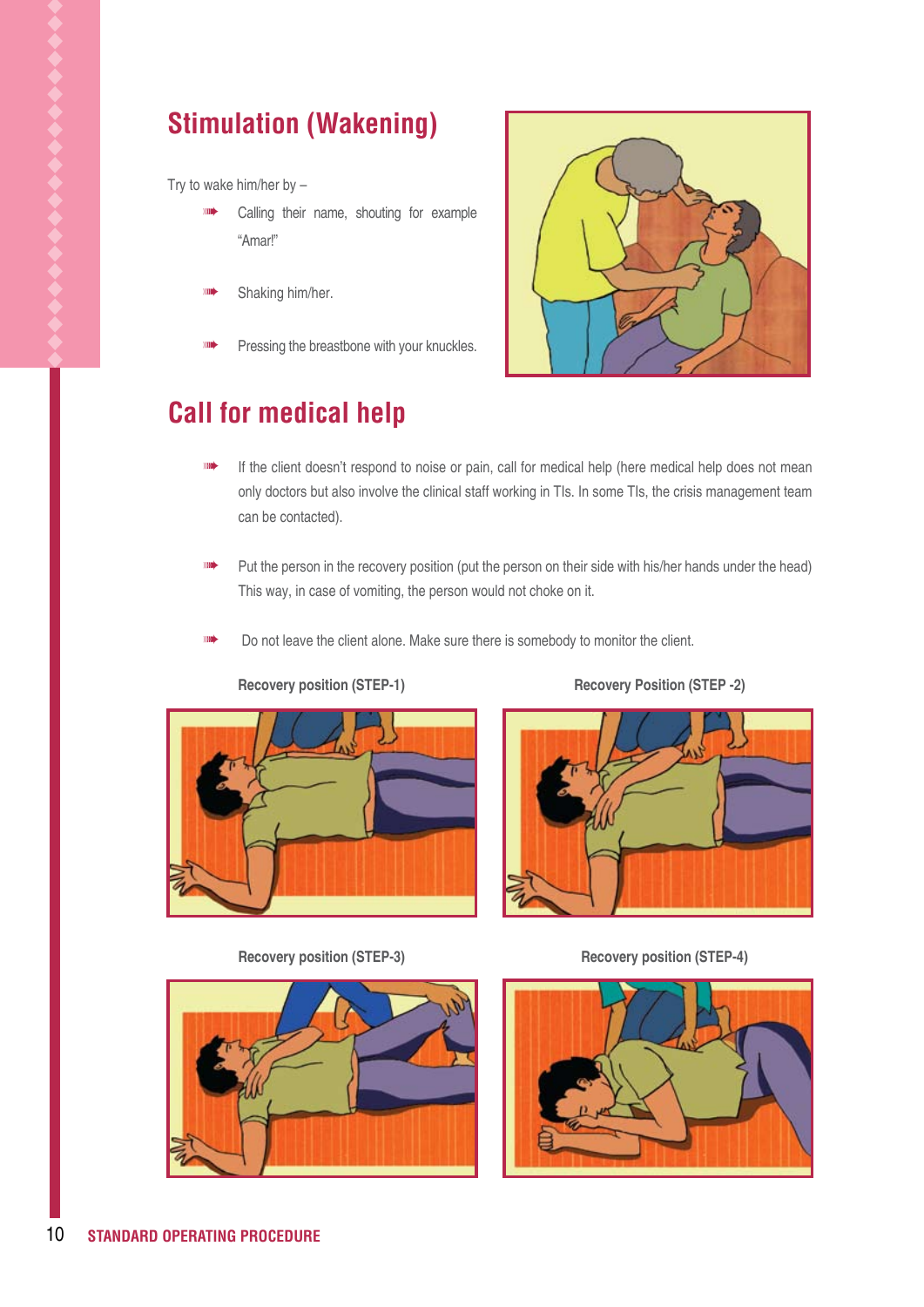## Stimulation (Wakening)

Try to wake him/her by –

- Calling their name, shouting for example "Amar!"
- Shaking him/her.
- Pressing the breastbone with your knuckles.

## Call for medical help

- If the client doesn't respond to noise or pain, call for medical help (here medical help does not mean only doctors but also involve the clinical staff working in TIs. In some TIs, the crisis management team can be contacted).
- Put the person in the recovery position (put the person on their side with his/her hands under the head) This way, in case of vomiting, the person would not choke on it.
- Do not leave the client alone. Make sure there is somebody to monitor the client.

**Recovery position (STEP-1)**

**Recovery Position (STEP -2)**

**Recovery position (STEP-3)**

**Recovery position (STEP-4)**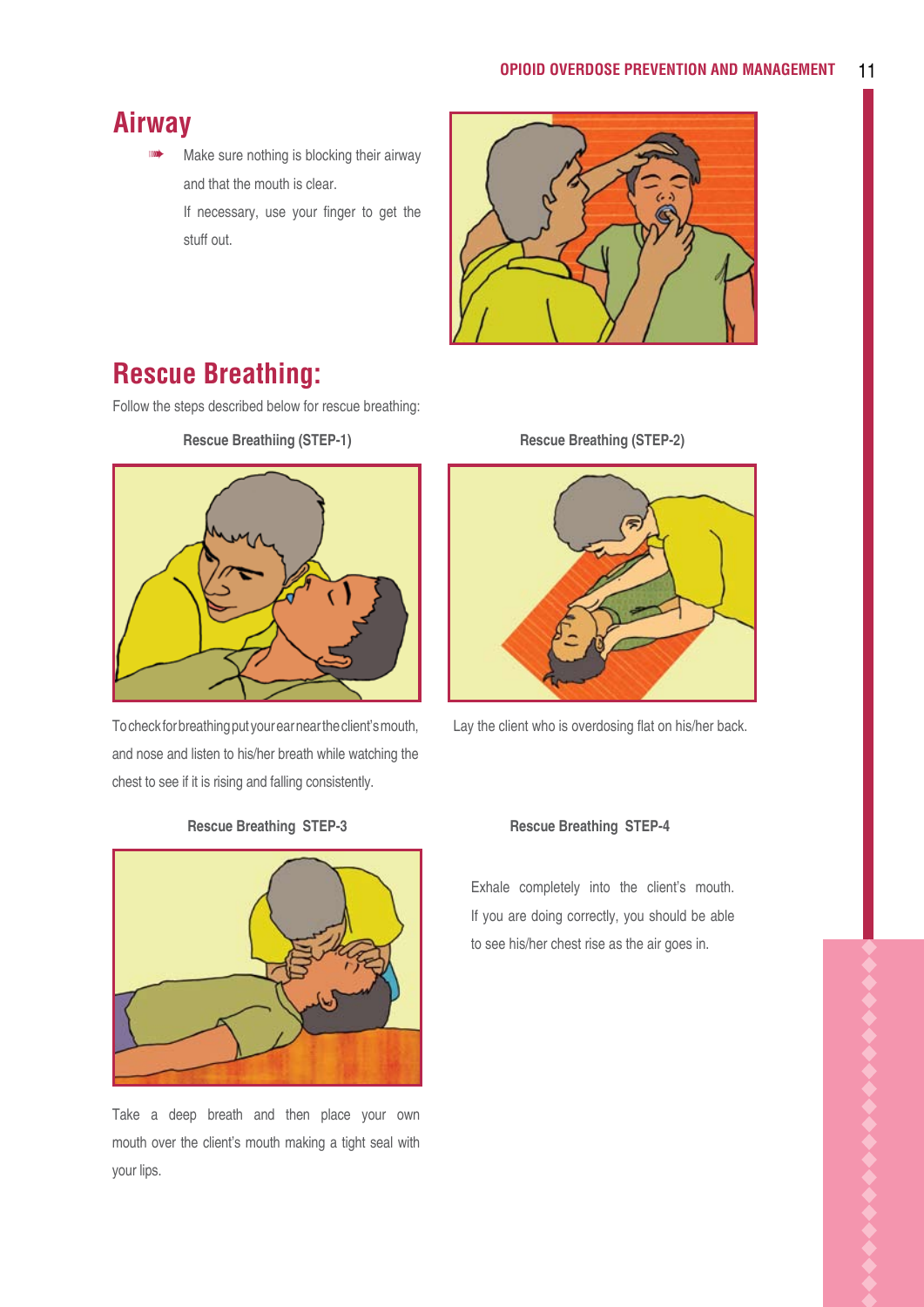## Airway

- Make sure nothing is blocking their airway and that the mouth is clear.
  If necessary, use your finger to get the stuff out.

## Rescue Breathing:

Follow the steps described below for rescue breathing:

**Rescue Breathiing (STEP-1)**

To check for breathing put your ear near the client's mouth, and nose and listen to his/her breath while watching the chest to see if it is rising and falling consistently.

**Rescue Breathing (STEP-2)**

Lay the client who is overdosing flat on his/her back.

**Rescue Breathing STEP-3**

Take a deep breath and then place your own mouth over the client's mouth making a tight seal with your lips.

**Rescue Breathing STEP-4**

Exhale completely into the client's mouth. If you are doing correctly, you should be able to see his/her chest rise as the air goes in.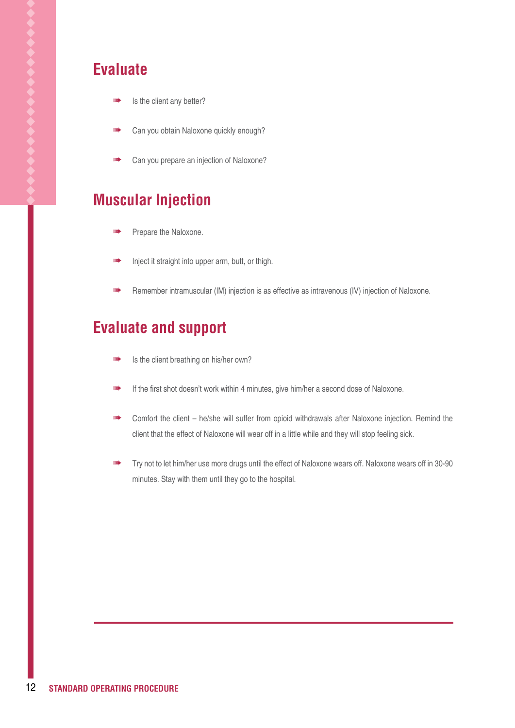## Evaluate

- Is the client any better?
- Can you obtain Naloxone quickly enough?
- Can you prepare an injection of Naloxone?

## Muscular Injection

- Prepare the Naloxone.
- Inject it straight into upper arm, butt, or thigh.
- Remember intramuscular (IM) injection is as effective as intravenous (IV) injection of Naloxone.

## Evaluate and support

- Is the client breathing on his/her own?
- If the first shot doesn't work within 4 minutes, give him/her a second dose of Naloxone.
- Comfort the client – he/she will suffer from opioid withdrawals after Naloxone injection. Remind the client that the effect of Naloxone will wear off in a little while and they will stop feeling sick.
- Try not to let him/her use more drugs until the effect of Naloxone wears off. Naloxone wears off in 30-90 minutes. Stay with them until they go to the hospital.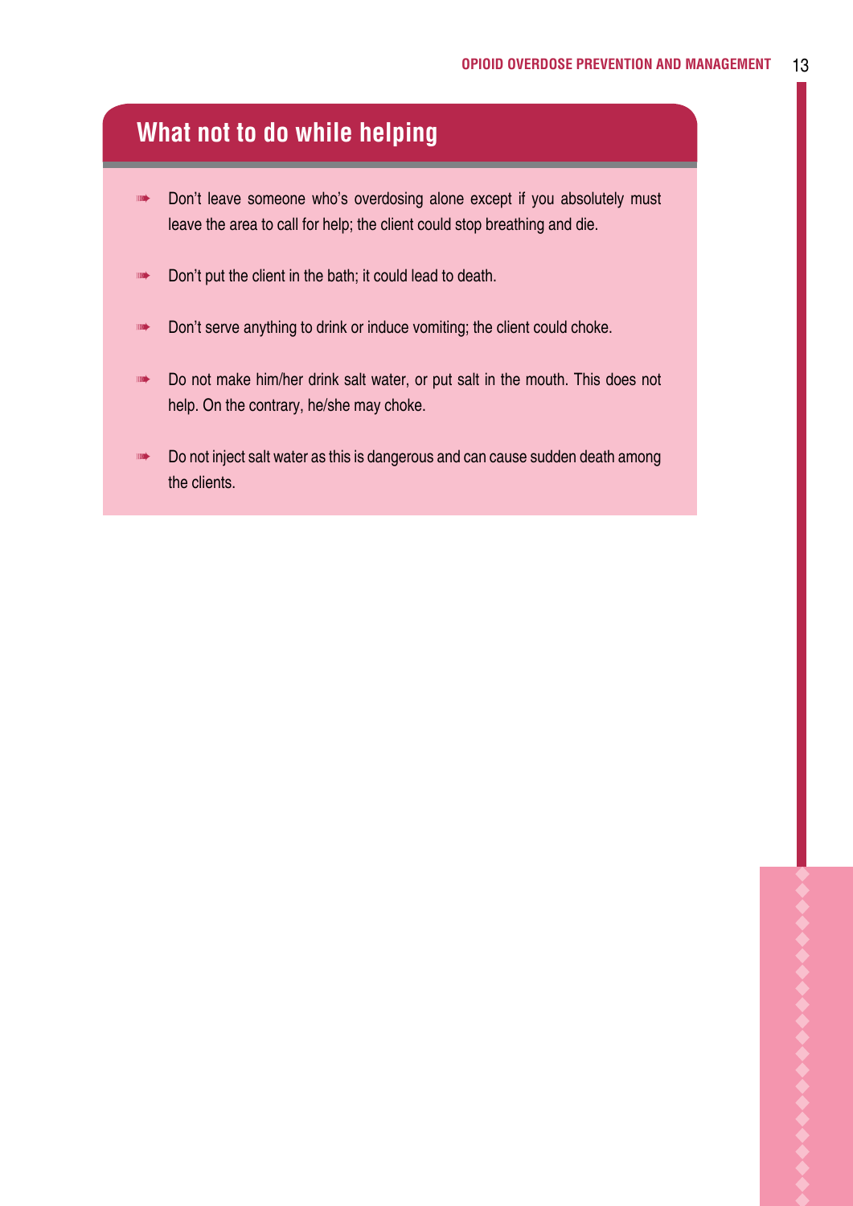## What not to do while helping

- Don’t leave someone who’s overdosing alone except if you absolutely must leave the area to call for help; the client could stop breathing and die.
- Don’t put the client in the bath; it could lead to death.
- Don’t serve anything to drink or induce vomiting; the client could choke.
- Do not make him/her drink salt water, or put salt in the mouth. This does not help. On the contrary, he/she may choke.
- Do not inject salt water as this is dangerous and can cause sudden death among the clients.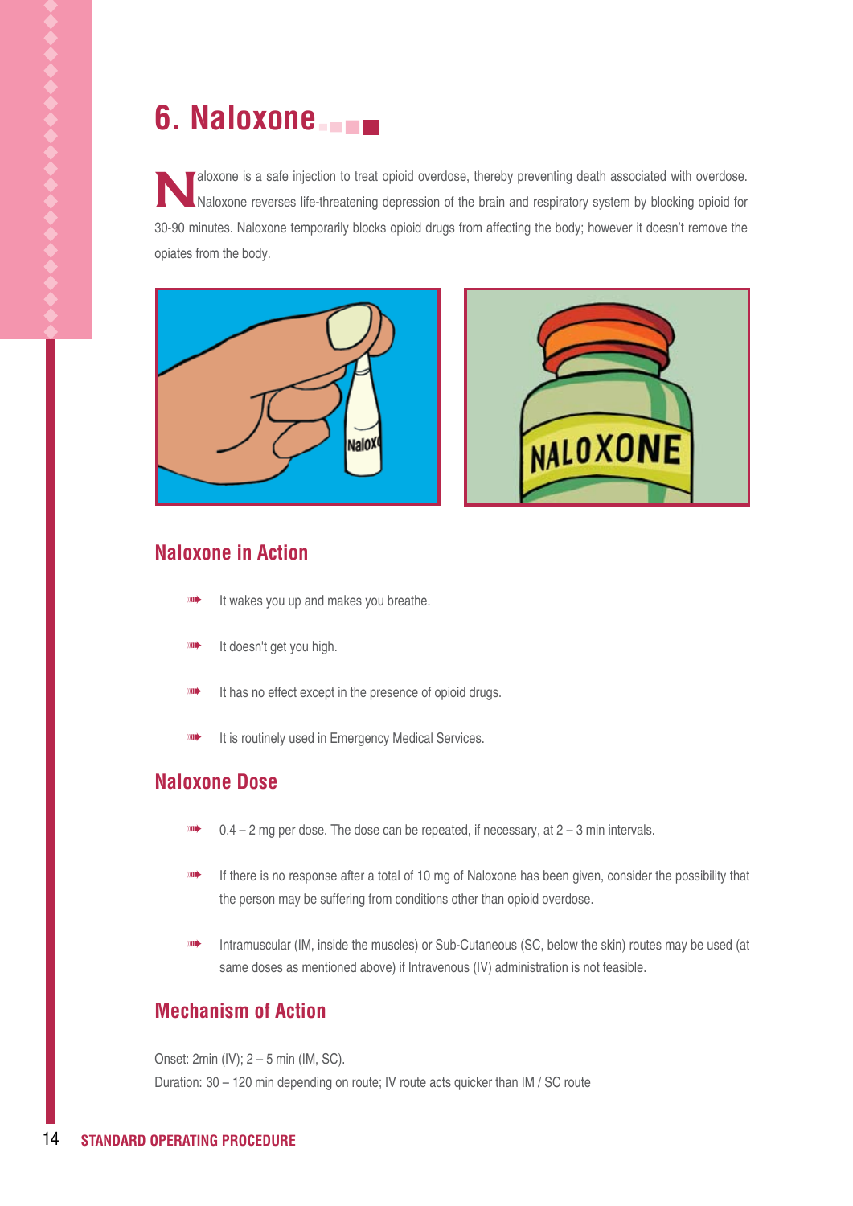# 6. Naloxone

Naloxone is a safe injection to treat opioid overdose, thereby preventing death associated with overdose. Naloxone reverses life-threatening depression of the brain and respiratory system by blocking opioid for 30-90 minutes. Naloxone temporarily blocks opioid drugs from affecting the body; however it doesn't remove the opiates from the body.

## Naloxone in Action

- It wakes you up and makes you breathe.
- It doesn't get you high.
- It has no effect except in the presence of opioid drugs.
- It is routinely used in Emergency Medical Services.

## Naloxone Dose

- 0.4 – 2 mg per dose. The dose can be repeated, if necessary, at 2 – 3 min intervals.
- If there is no response after a total of 10 mg of Naloxone has been given, consider the possibility that the person may be suffering from conditions other than opioid overdose.
- Intramuscular (IM, inside the muscles) or Sub-Cutaneous (SC, below the skin) routes may be used (at same doses as mentioned above) if Intravenous (IV) administration is not feasible.

## Mechanism of Action

Onset: 2min (IV); 2 – 5 min (IM, SC).
Duration: 30 – 120 min depending on route; IV route acts quicker than IM / SC route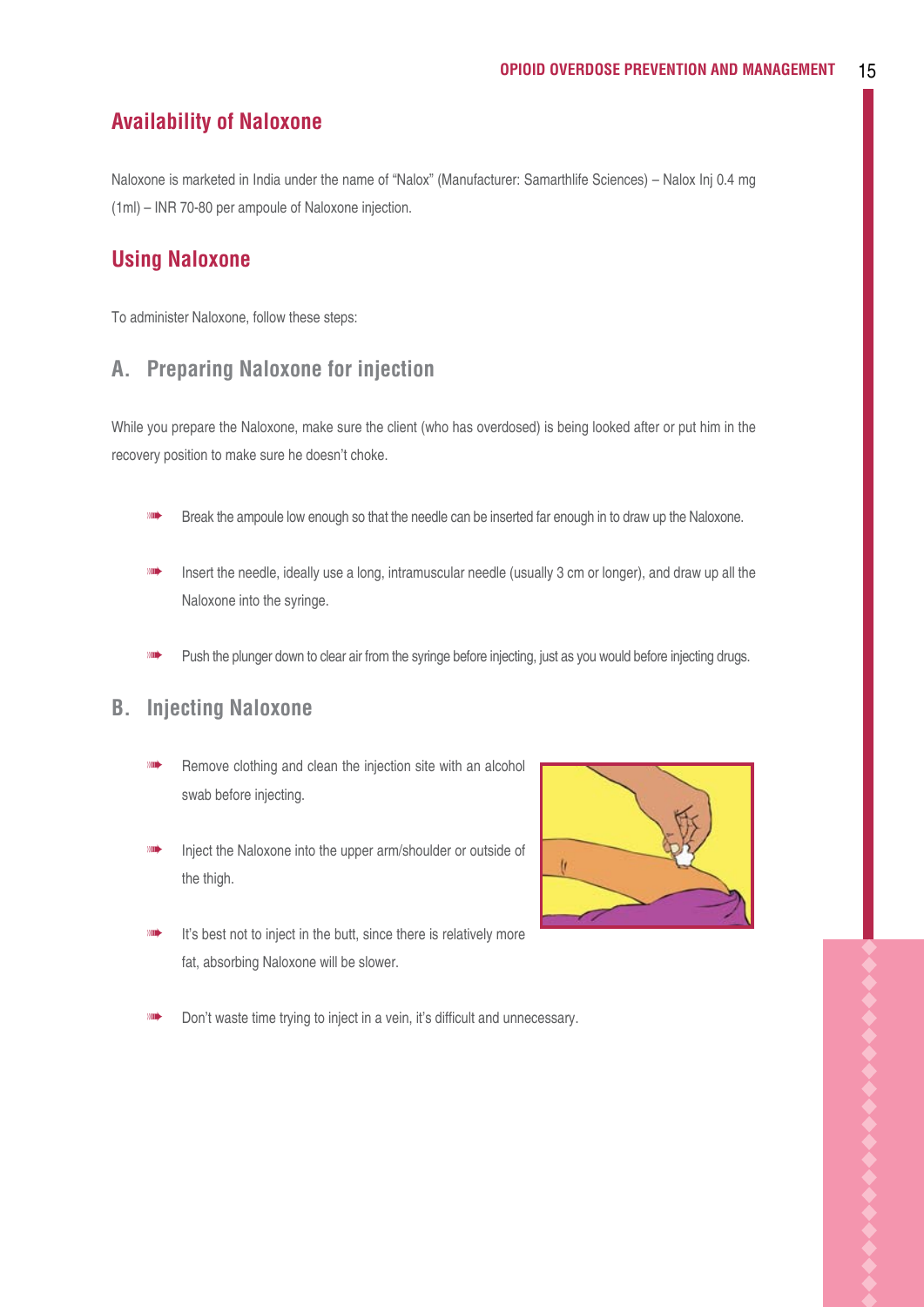## Availability of Naloxone

Naloxone is marketed in India under the name of "Nalox" (Manufacturer: Samarthlife Sciences) – Nalox Inj 0.4 mg (1ml) – INR 70-80 per ampoule of Naloxone injection.

## Using Naloxone

To administer Naloxone, follow these steps:

### A. Preparing Naloxone for injection

While you prepare the Naloxone, make sure the client (who has overdosed) is being looked after or put him in the recovery position to make sure he doesn't choke.

- Break the ampoule low enough so that the needle can be inserted far enough in to draw up the Naloxone.
- Insert the needle, ideally use a long, intramuscular needle (usually 3 cm or longer), and draw up all the Naloxone into the syringe.
- Push the plunger down to clear air from the syringe before injecting, just as you would before injecting drugs.

### B. Injecting Naloxone

- Remove clothing and clean the injection site with an alcohol swab before injecting.
- Inject the Naloxone into the upper arm/shoulder or outside of the thigh.
- It's best not to inject in the butt, since there is relatively more fat, absorbing Naloxone will be slower.
- Don't waste time trying to inject in a vein, it's difficult and unnecessary.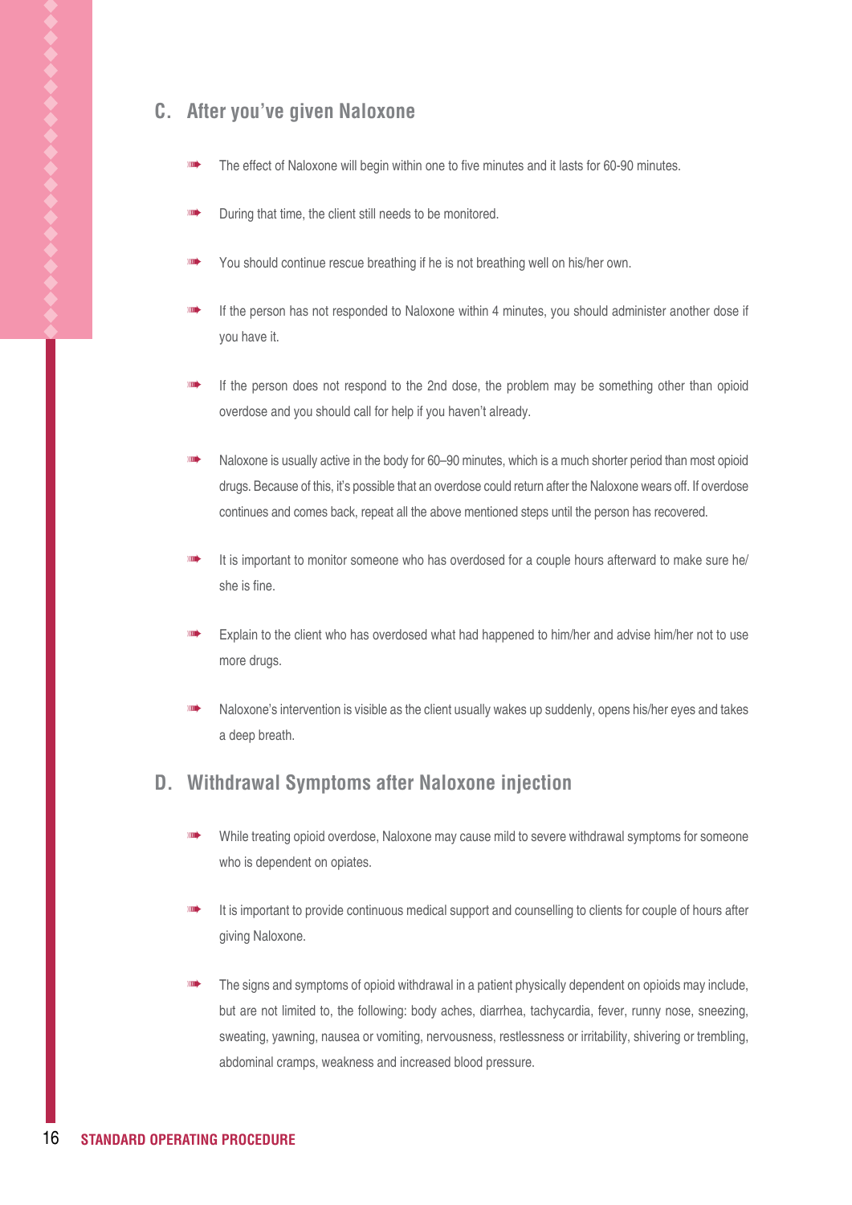## C. After you've given Naloxone

- The effect of Naloxone will begin within one to five minutes and it lasts for 60-90 minutes.
- During that time, the client still needs to be monitored.
- You should continue rescue breathing if he is not breathing well on his/her own.
- If the person has not responded to Naloxone within 4 minutes, you should administer another dose if you have it.
- If the person does not respond to the 2nd dose, the problem may be something other than opioid overdose and you should call for help if you haven't already.
- Naloxone is usually active in the body for 60–90 minutes, which is a much shorter period than most opioid drugs. Because of this, it's possible that an overdose could return after the Naloxone wears off. If overdose continues and comes back, repeat all the above mentioned steps until the person has recovered.
- It is important to monitor someone who has overdosed for a couple hours afterward to make sure he/she is fine.
- Explain to the client who has overdosed what had happened to him/her and advise him/her not to use more drugs.
- Naloxone's intervention is visible as the client usually wakes up suddenly, opens his/her eyes and takes a deep breath.

## D. Withdrawal Symptoms after Naloxone injection

- While treating opioid overdose, Naloxone may cause mild to severe withdrawal symptoms for someone who is dependent on opiates.
- It is important to provide continuous medical support and counselling to clients for couple of hours after giving Naloxone.
- The signs and symptoms of opioid withdrawal in a patient physically dependent on opioids may include, but are not limited to, the following: body aches, diarrhea, tachycardia, fever, runny nose, sneezing, sweating, yawning, nausea or vomiting, nervousness, restlessness or irritability, shivering or trembling, abdominal cramps, weakness and increased blood pressure.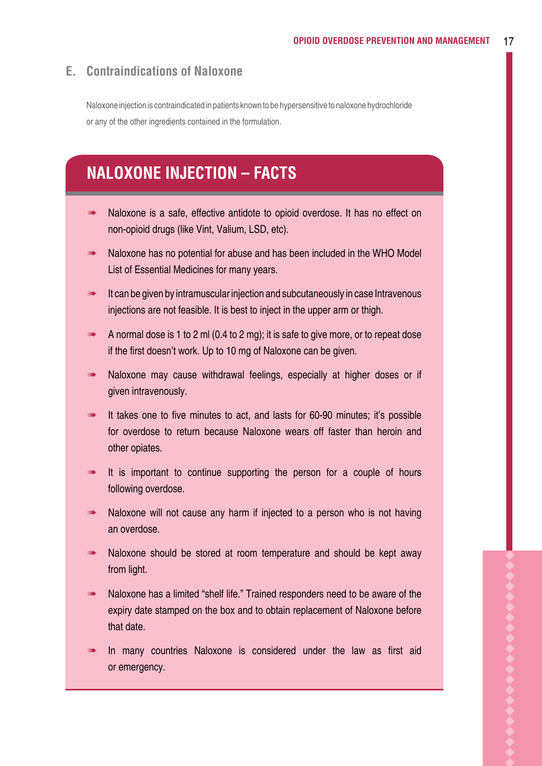## E. Contraindications of Naloxone

Naloxone injection is contraindicated in patients known to be hypersensitive to naloxone hydrochloride or any of the other ingredients contained in the formulation.

## NALOXONE INJECTION – FACTS

- Naloxone is a safe, effective antidote to opioid overdose. It has no effect on non-opioid drugs (like Vint, Valium, LSD, etc).
- Naloxone has no potential for abuse and has been included in the WHO Model List of Essential Medicines for many years.
- It can be given by intramuscular injection and subcutaneously in case Intravenous injections are not feasible. It is best to inject in the upper arm or thigh.
- A normal dose is 1 to 2 ml (0.4 to 2 mg); it is safe to give more, or to repeat dose if the first doesn't work. Up to 10 mg of Naloxone can be given.
- Naloxone may cause withdrawal feelings, especially at higher doses or if given intravenously.
- It takes one to five minutes to act, and lasts for 60-90 minutes; it's possible for overdose to return because Naloxone wears off faster than heroin and other opiates.
- It is important to continue supporting the person for a couple of hours following overdose.
- Naloxone will not cause any harm if injected to a person who is not having an overdose.
- Naloxone should be stored at room temperature and should be kept away from light.
- Naloxone has a limited "shelf life." Trained responders need to be aware of the expiry date stamped on the box and to obtain replacement of Naloxone before that date.
- In many countries Naloxone is considered under the law as first aid or emergency.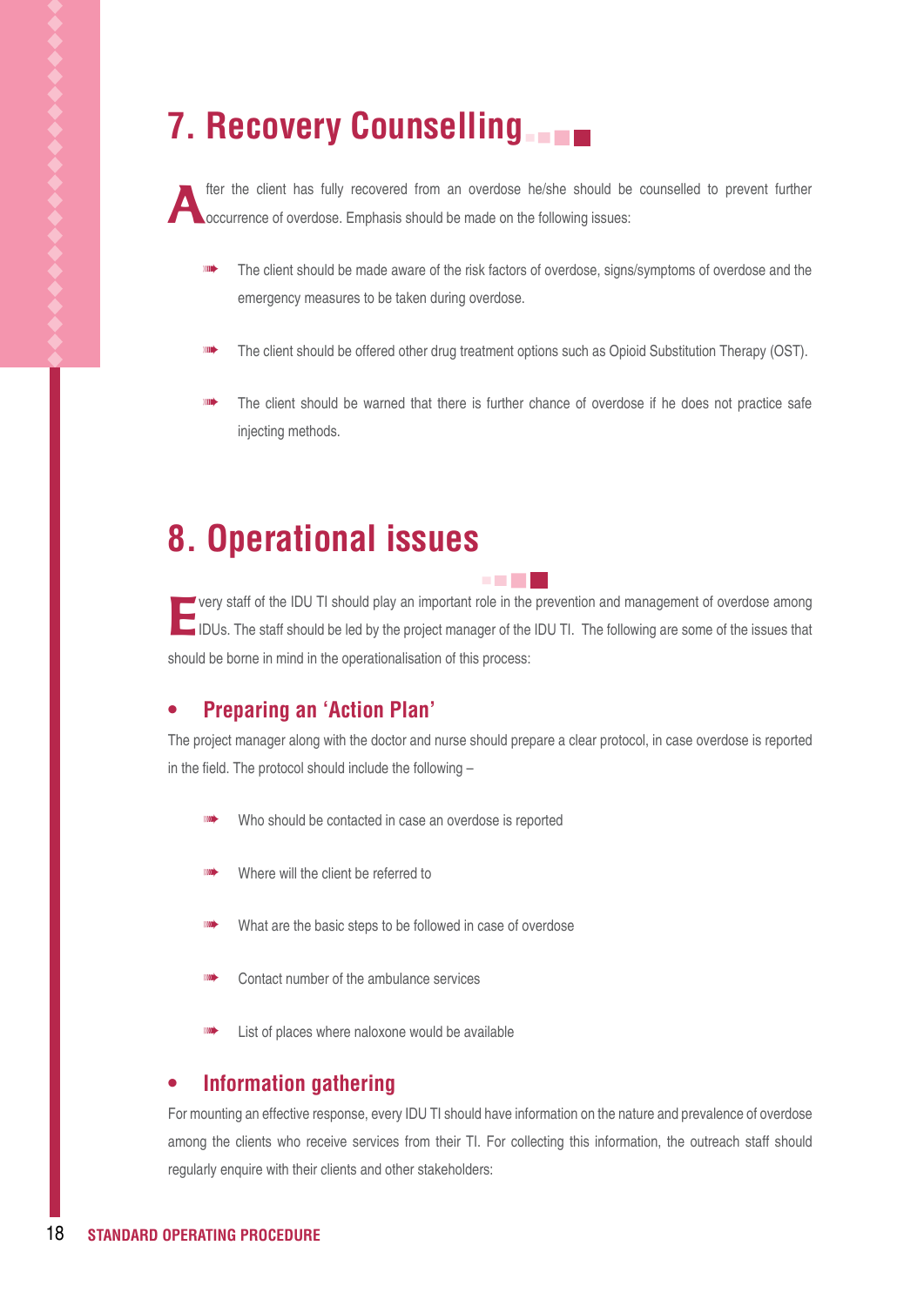# 7. Recovery Counselling

After the client has fully recovered from an overdose he/she should be counselled to prevent further occurrence of overdose. Emphasis should be made on the following issues:

- The client should be made aware of the risk factors of overdose, signs/symptoms of overdose and the emergency measures to be taken during overdose.
- The client should be offered other drug treatment options such as Opioid Substitution Therapy (OST).
- The client should be warned that there is further chance of overdose if he does not practice safe injecting methods.

# 8. Operational issues

Every staff of the IDU TI should play an important role in the prevention and management of overdose among IDUs. The staff should be led by the project manager of the IDU TI. The following are some of the issues that should be borne in mind in the operationalisation of this process:

## Preparing an 'Action Plan'

The project manager along with the doctor and nurse should prepare a clear protocol, in case overdose is reported in the field. The protocol should include the following –

- Who should be contacted in case an overdose is reported
- Where will the client be referred to
- What are the basic steps to be followed in case of overdose
- Contact number of the ambulance services
- List of places where naloxone would be available

## Information gathering

For mounting an effective response, every IDU TI should have information on the nature and prevalence of overdose among the clients who receive services from their TI. For collecting this information, the outreach staff should regularly enquire with their clients and other stakeholders: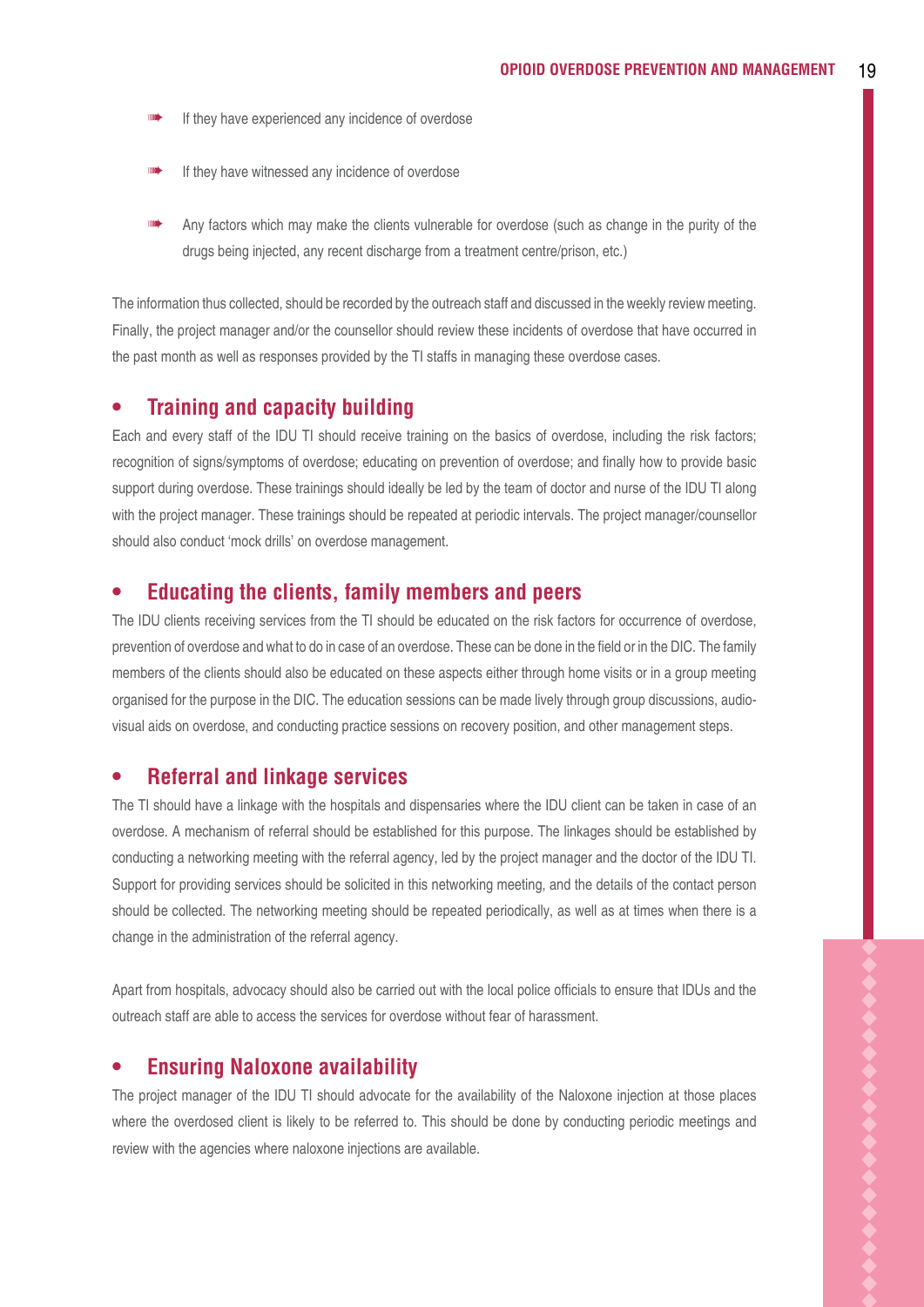- If they have experienced any incidence of overdose
- If they have witnessed any incidence of overdose
- Any factors which may make the clients vulnerable for overdose (such as change in the purity of the drugs being injected, any recent discharge from a treatment centre/prison, etc.)

The information thus collected, should be recorded by the outreach staff and discussed in the weekly review meeting. Finally, the project manager and/or the counsellor should review these incidents of overdose that have occurred in the past month as well as responses provided by the TI staffs in managing these overdose cases.

## Training and capacity building

Each and every staff of the IDU TI should receive training on the basics of overdose, including the risk factors; recognition of signs/symptoms of overdose; educating on prevention of overdose; and finally how to provide basic support during overdose. These trainings should ideally be led by the team of doctor and nurse of the IDU TI along with the project manager. These trainings should be repeated at periodic intervals. The project manager/counsellor should also conduct 'mock drills' on overdose management.

## Educating the clients, family members and peers

The IDU clients receiving services from the TI should be educated on the risk factors for occurrence of overdose, prevention of overdose and what to do in case of an overdose. These can be done in the field or in the DIC. The family members of the clients should also be educated on these aspects either through home visits or in a group meeting organised for the purpose in the DIC. The education sessions can be made lively through group discussions, audio-visual aids on overdose, and conducting practice sessions on recovery position, and other management steps.

## Referral and linkage services

The TI should have a linkage with the hospitals and dispensaries where the IDU client can be taken in case of an overdose. A mechanism of referral should be established for this purpose. The linkages should be established by conducting a networking meeting with the referral agency, led by the project manager and the doctor of the IDU TI. Support for providing services should be solicited in this networking meeting, and the details of the contact person should be collected. The networking meeting should be repeated periodically, as well as at times when there is a change in the administration of the referral agency.

Apart from hospitals, advocacy should also be carried out with the local police officials to ensure that IDUs and the outreach staff are able to access the services for overdose without fear of harassment.

## Ensuring Naloxone availability

The project manager of the IDU TI should advocate for the availability of the Naloxone injection at those places where the overdosed client is likely to be referred to. This should be done by conducting periodic meetings and review with the agencies where naloxone injections are available.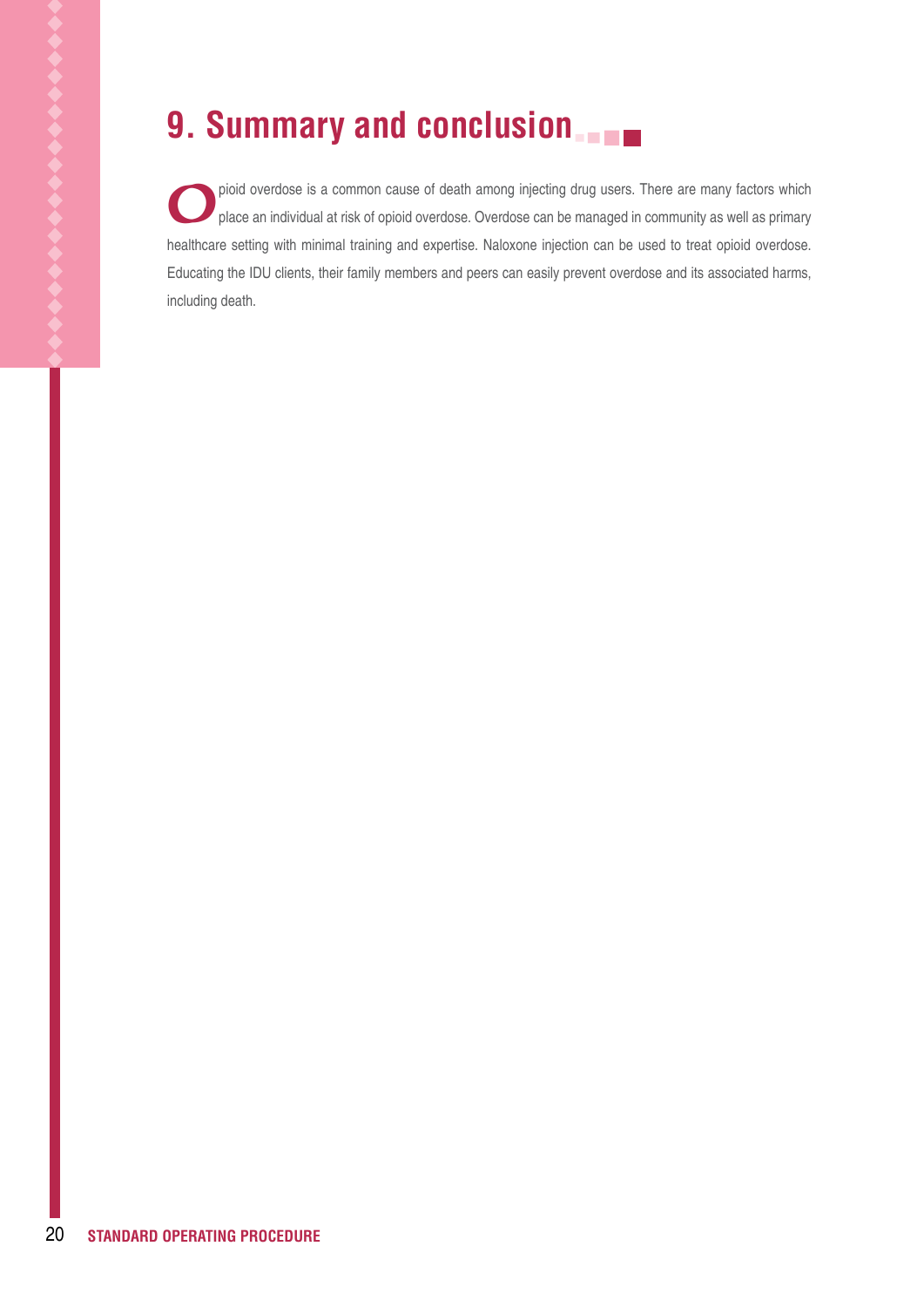# 9. Summary and conclusion

Opioid overdose is a common cause of death among injecting drug users. There are many factors which place an individual at risk of opioid overdose. Overdose can be managed in community as well as primary healthcare setting with minimal training and expertise. Naloxone injection can be used to treat opioid overdose. Educating the IDU clients, their family members and peers can easily prevent overdose and its associated harms, including death.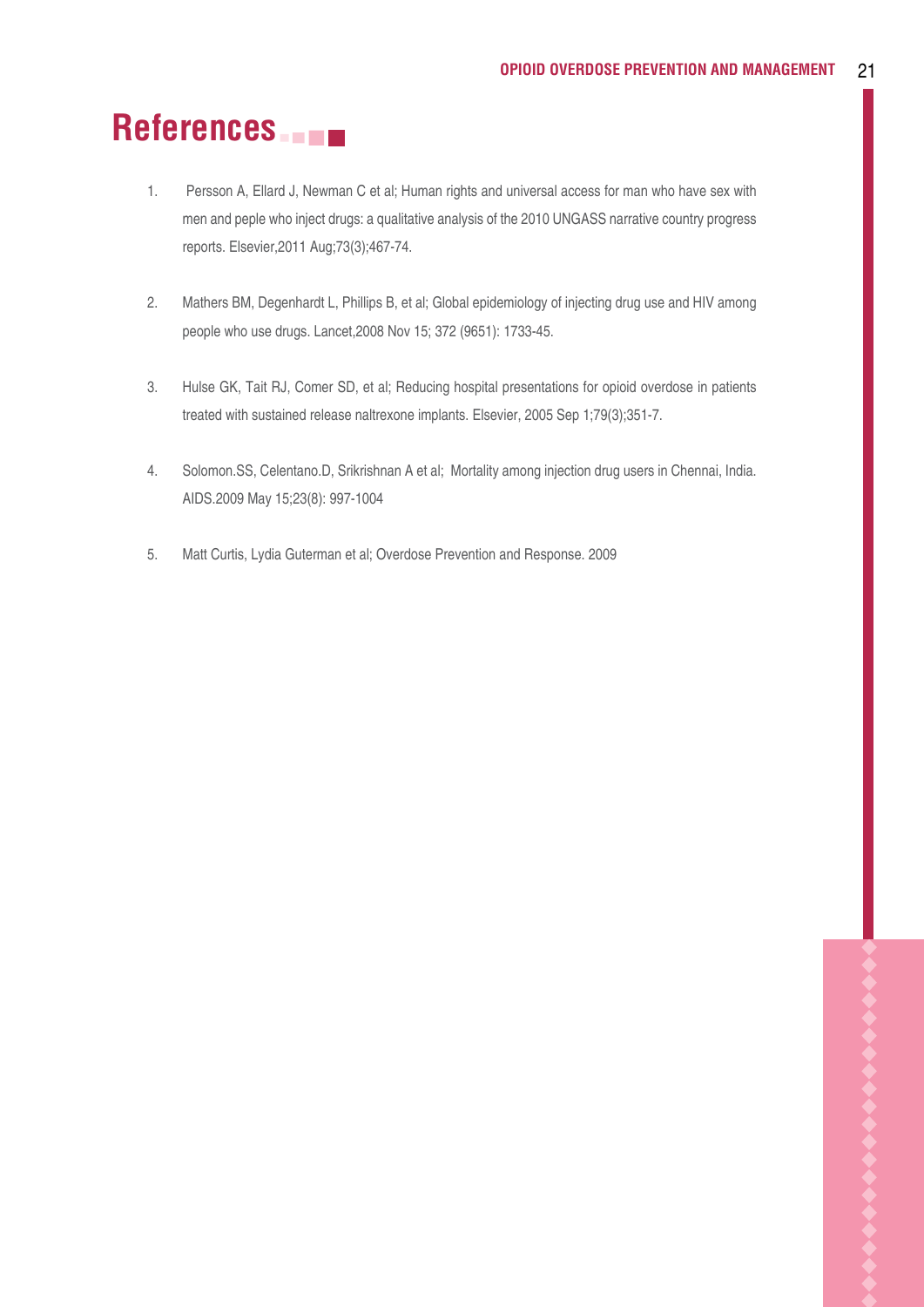# References

1. Persson A, Ellard J, Newman C et al; Human rights and universal access for man who have sex with men and peple who inject drugs: a qualitative analysis of the 2010 UNGASS narrative country progress reports. Elsevier,2011 Aug;73(3);467-74.

2. Mathers BM, Degenhardt L, Phillips B, et al; Global epidemiology of injecting drug use and HIV among people who use drugs. Lancet,2008 Nov 15; 372 (9651): 1733-45.

3. Hulse GK, Tait RJ, Comer SD, et al; Reducing hospital presentations for opioid overdose in patients treated with sustained release naltrexone implants. Elsevier, 2005 Sep 1;79(3);351-7.

4. Solomon.SS, Celentano.D, Srikrishnan A et al; Mortality among injection drug users in Chennai, India. AIDS.2009 May 15;23(8): 997-1004

5. Matt Curtis, Lydia Guterman et al; Overdose Prevention and Response. 2009